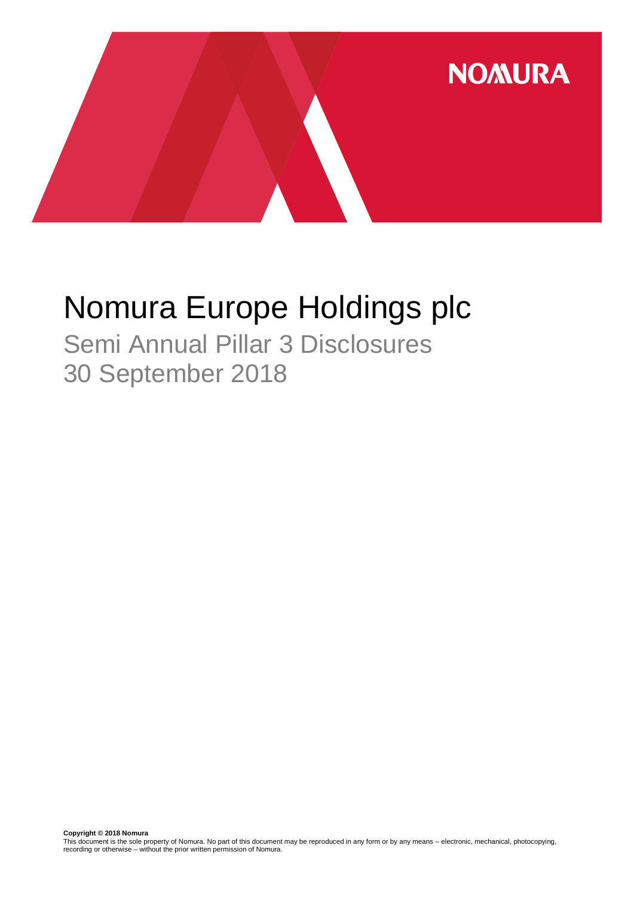NOMURA

# Nomura Europe Holdings plc

## Semi Annual Pillar 3 Disclosures
## 30 September 2018

**Copyright © 2018 Nomura**
This document is the sole property of Nomura. No part of this document may be reproduced in any form or by any means – electronic, mechanical, photocopying, recording or otherwise – without the prior written permission of Nomura.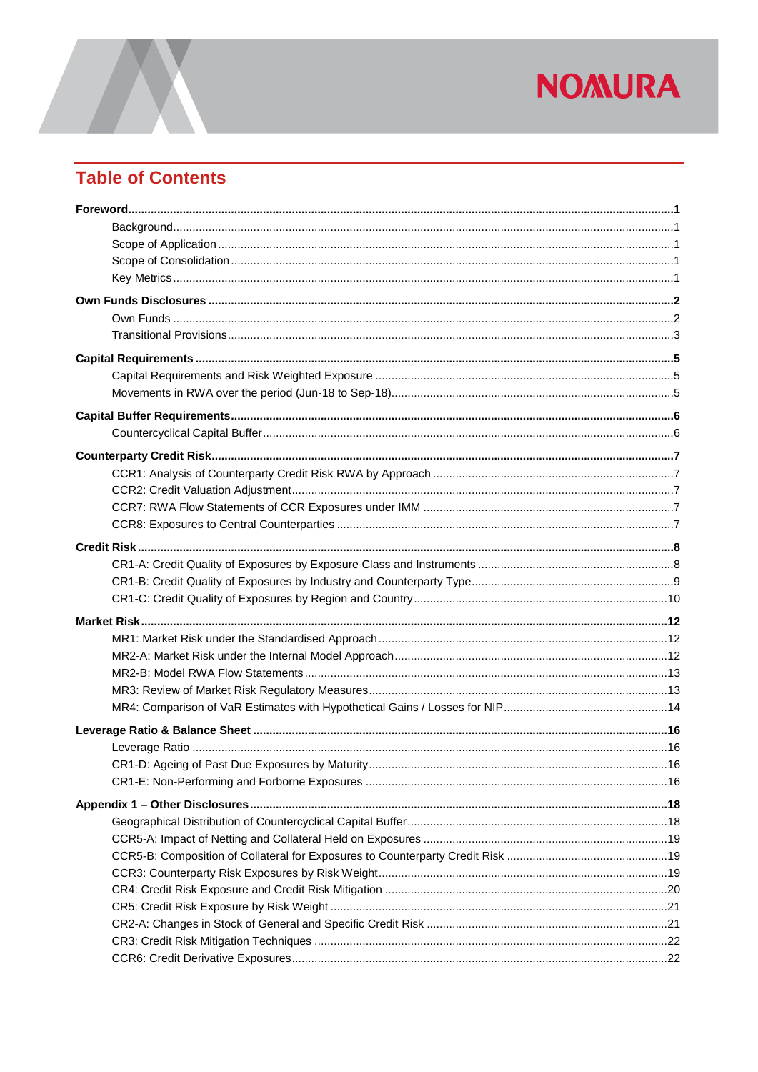## Table of Contents

**Foreword** ..... **1**
- Background ..... 1
- Scope of Application ..... 1
- Scope of Consolidation ..... 1
- Key Metrics ..... 1

**Own Funds Disclosures** ..... **2**
- Own Funds ..... 2
- Transitional Provisions ..... 3

**Capital Requirements** ..... **5**
- Capital Requirements and Risk Weighted Exposure ..... 5
- Movements in RWA over the period (Jun-18 to Sep-18) ..... 5

**Capital Buffer Requirements** ..... **6**
- Countercyclical Capital Buffer ..... 6

**Counterparty Credit Risk** ..... **7**
- CCR1: Analysis of Counterparty Credit Risk RWA by Approach ..... 7
- CCR2: Credit Valuation Adjustment ..... 7
- CCR7: RWA Flow Statements of CCR Exposures under IMM ..... 7
- CCR8: Exposures to Central Counterparties ..... 7

**Credit Risk** ..... **8**
- CR1-A: Credit Quality of Exposures by Exposure Class and Instruments ..... 8
- CR1-B: Credit Quality of Exposures by Industry and Counterparty Type ..... 9
- CR1-C: Credit Quality of Exposures by Region and Country ..... 10

**Market Risk** ..... **12**
- MR1: Market Risk under the Standardised Approach ..... 12
- MR2-A: Market Risk under the Internal Model Approach ..... 12
- MR2-B: Model RWA Flow Statements ..... 13
- MR3: Review of Market Risk Regulatory Measures ..... 13
- MR4: Comparison of VaR Estimates with Hypothetical Gains / Losses for NIP ..... 14

**Leverage Ratio & Balance Sheet** ..... **16**
- Leverage Ratio ..... 16
- CR1-D: Ageing of Past Due Exposures by Maturity ..... 16
- CR1-E: Non-Performing and Forborne Exposures ..... 16

**Appendix 1 – Other Disclosures** ..... **18**
- Geographical Distribution of Countercyclical Capital Buffer ..... 18
- CCR5-A: Impact of Netting and Collateral Held on Exposures ..... 19
- CCR5-B: Composition of Collateral for Exposures to Counterparty Credit Risk ..... 19
- CCR3: Counterparty Risk Exposures by Risk Weight ..... 19
- CR4: Credit Risk Exposure and Credit Risk Mitigation ..... 20
- CR5: Credit Risk Exposure by Risk Weight ..... 21
- CR2-A: Changes in Stock of General and Specific Credit Risk ..... 21
- CR3: Credit Risk Mitigation Techniques ..... 22
- CCR6: Credit Derivative Exposures ..... 22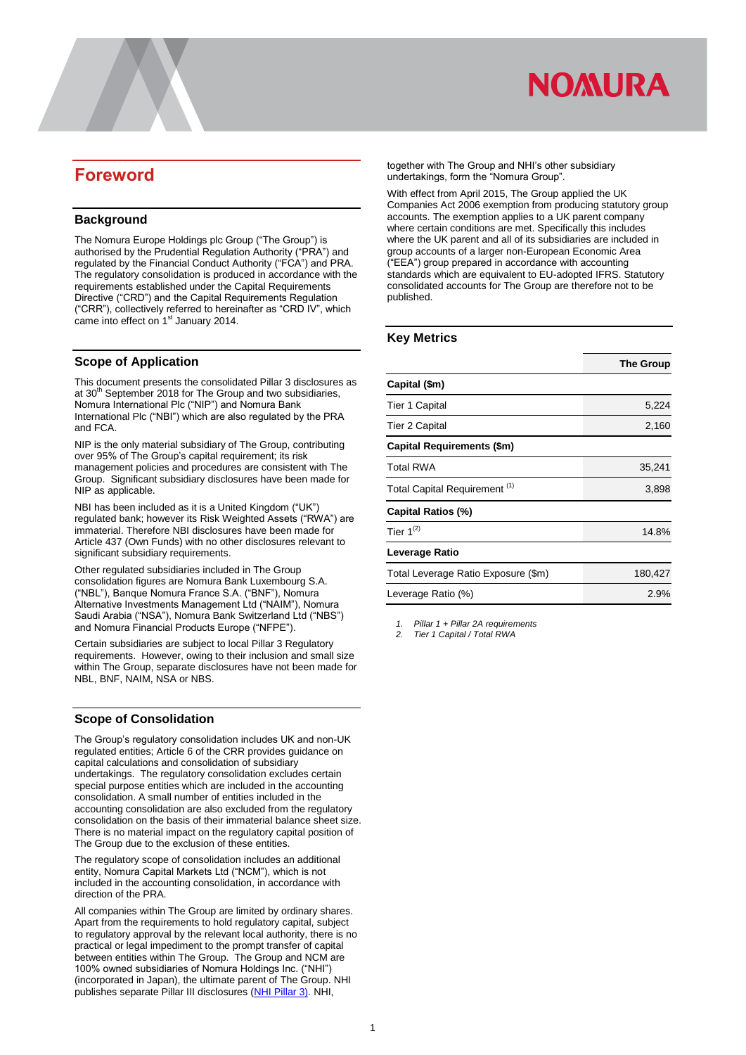# Foreword

## Background

The Nomura Europe Holdings plc Group ("The Group") is authorised by the Prudential Regulation Authority ("PRA") and regulated by the Financial Conduct Authority ("FCA") and PRA. The regulatory consolidation is produced in accordance with the requirements established under the Capital Requirements Directive ("CRD") and the Capital Requirements Regulation ("CRR"), collectively referred to hereinafter as "CRD IV", which came into effect on 1st January 2014.

## Scope of Application

This document presents the consolidated Pillar 3 disclosures as at 30th September 2018 for The Group and two subsidiaries, Nomura International Plc ("NIP") and Nomura Bank International Plc ("NBI") which are also regulated by the PRA and FCA.

NIP is the only material subsidiary of The Group, contributing over 95% of The Group's capital requirement; its risk management policies and procedures are consistent with The Group. Significant subsidiary disclosures have been made for NIP as applicable.

NBI has been included as it is a United Kingdom ("UK") regulated bank; however its Risk Weighted Assets ("RWA") are immaterial. Therefore NBI disclosures have been made for Article 437 (Own Funds) with no other disclosures relevant to significant subsidiary requirements.

Other regulated subsidiaries included in The Group consolidation figures are Nomura Bank Luxembourg S.A. ("NBL"), Banque Nomura France S.A. ("BNF"), Nomura Alternative Investments Management Ltd ("NAIM"), Nomura Saudi Arabia ("NSA"), Nomura Bank Switzerland Ltd ("NBS") and Nomura Financial Products Europe ("NFPE").

Certain subsidiaries are subject to local Pillar 3 Regulatory requirements. However, owing to their inclusion and small size within The Group, separate disclosures have not been made for NBL, BNF, NAIM, NSA or NBS.

## Scope of Consolidation

The Group's regulatory consolidation includes UK and non-UK regulated entities; Article 6 of the CRR provides guidance on capital calculations and consolidation of subsidiary undertakings. The regulatory consolidation excludes certain special purpose entities which are included in the accounting consolidation. A small number of entities included in the accounting consolidation are also excluded from the regulatory consolidation on the basis of their immaterial balance sheet size. There is no material impact on the regulatory capital position of The Group due to the exclusion of these entities.

The regulatory scope of consolidation includes an additional entity, Nomura Capital Markets Ltd ("NCM"), which is not included in the accounting consolidation, in accordance with direction of the PRA.

All companies within The Group are limited by ordinary shares. Apart from the requirements to hold regulatory capital, subject to regulatory approval by the relevant local authority, there is no practical or legal impediment to the prompt transfer of capital between entities within The Group. The Group and NCM are 100% owned subsidiaries of Nomura Holdings Inc. ("NHI") (incorporated in Japan), the ultimate parent of The Group. NHI publishes separate Pillar III disclosures (NHI Pillar 3). NHI, together with The Group and NHI's other subsidiary undertakings, form the "Nomura Group".

With effect from April 2015, The Group applied the UK Companies Act 2006 exemption from producing statutory group accounts. The exemption applies to a UK parent company where certain conditions are met. Specifically this includes where the UK parent and all of its subsidiaries are included in group accounts of a larger non-European Economic Area ("EEA") group prepared in accordance with accounting standards which are equivalent to EU-adopted IFRS. Statutory consolidated accounts for The Group are therefore not to be published.

## Key Metrics

| | The Group |
|---|---|
| **Capital ($m)** | |
| Tier 1 Capital | 5,224 |
| Tier 2 Capital | 2,160 |
| **Capital Requirements ($m)** | |
| Total RWA | 35,241 |
| Total Capital Requirement [1] | 3,898 |
| **Capital Ratios (%)** | |
| Tier 1[2] | 14.8% |
| **Leverage Ratio** | |
| Total Leverage Ratio Exposure ($m) | 180,427 |
| Leverage Ratio (%) | 2.9% |

1. *Pillar 1 + Pillar 2A requirements*
2. *Tier 1 Capital / Total RWA*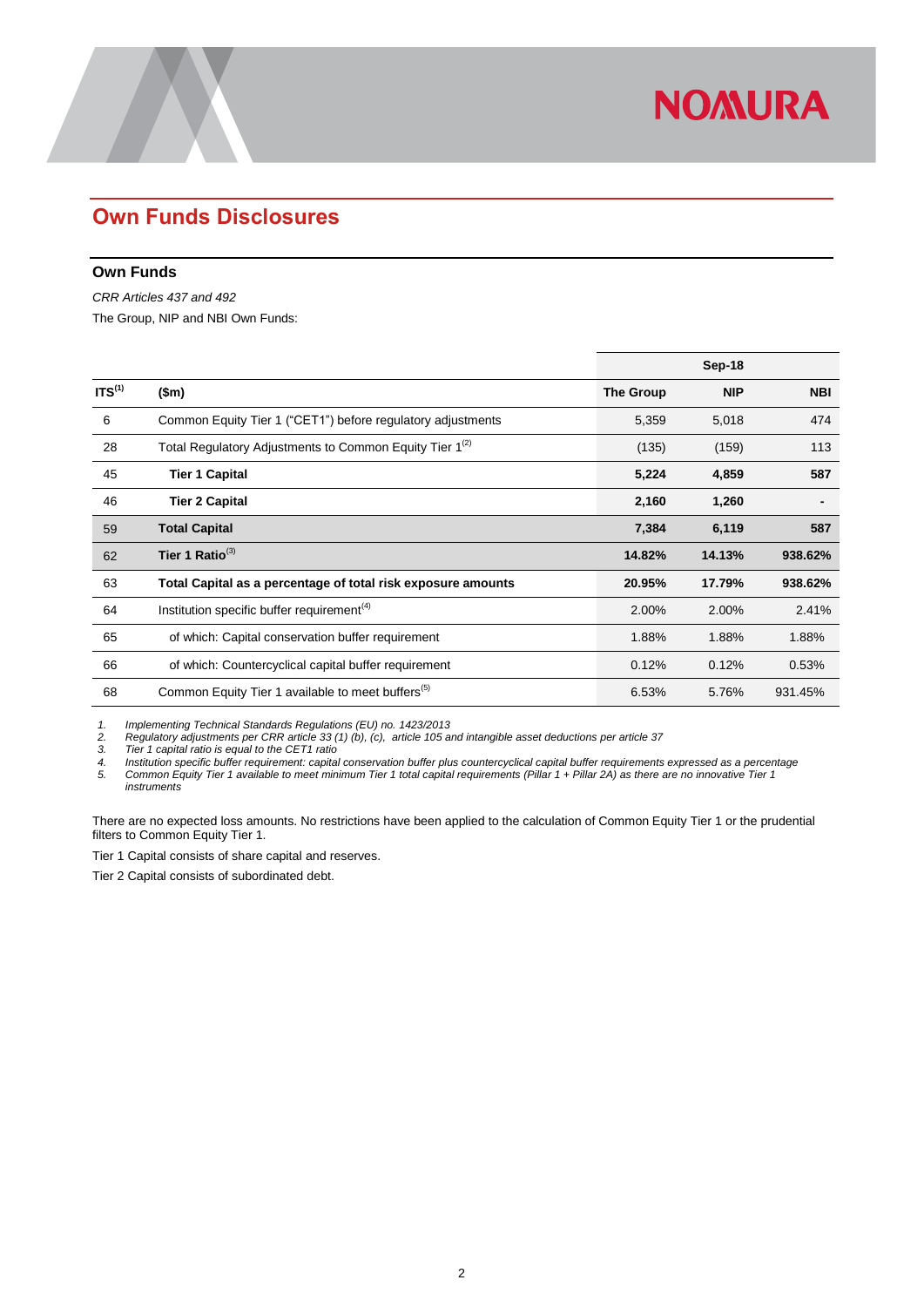## Own Funds Disclosures

### Own Funds

*CRR Articles 437 and 492*

The Group, NIP and NBI Own Funds:

| | | Sep-18 | | |
|---|---|---|---|---|
| **ITS[1]** | **($m)** | **The Group** | **NIP** | **NBI** |
| 6 | Common Equity Tier 1 ("CET1") before regulatory adjustments | 5,359 | 5,018 | 474 |
| 28 | Total Regulatory Adjustments to Common Equity Tier 1[2] | (135) | (159) | 113 |
| 45 | **Tier 1 Capital** | **5,224** | **4,859** | **587** |
| 46 | **Tier 2 Capital** | **2,160** | **1,260** | **-** |
| 59 | **Total Capital** | **7,384** | **6,119** | **587** |
| 62 | **Tier 1 Ratio[3]** | **14.82%** | **14.13%** | **938.62%** |
| 63 | **Total Capital as a percentage of total risk exposure amounts** | **20.95%** | **17.79%** | **938.62%** |
| 64 | Institution specific buffer requirement[4] | 2.00% | 2.00% | 2.41% |
| 65 | of which: Capital conservation buffer requirement | 1.88% | 1.88% | 1.88% |
| 66 | of which: Countercyclical capital buffer requirement | 0.12% | 0.12% | 0.53% |
| 68 | Common Equity Tier 1 available to meet buffers[5] | 6.53% | 5.76% | 931.45% |

1. *Implementing Technical Standards Regulations (EU) no. 1423/2013*
2. *Regulatory adjustments per CRR article 33 (1) (b), (c), article 105 and intangible asset deductions per article 37*
3. *Tier 1 capital ratio is equal to the CET1 ratio*
4. *Institution specific buffer requirement: capital conservation buffer plus countercyclical capital buffer requirements expressed as a percentage*
5. *Common Equity Tier 1 available to meet minimum Tier 1 total capital requirements (Pillar 1 + Pillar 2A) as there are no innovative Tier 1 instruments*

There are no expected loss amounts. No restrictions have been applied to the calculation of Common Equity Tier 1 or the prudential filters to Common Equity Tier 1.

Tier 1 Capital consists of share capital and reserves.

Tier 2 Capital consists of subordinated debt.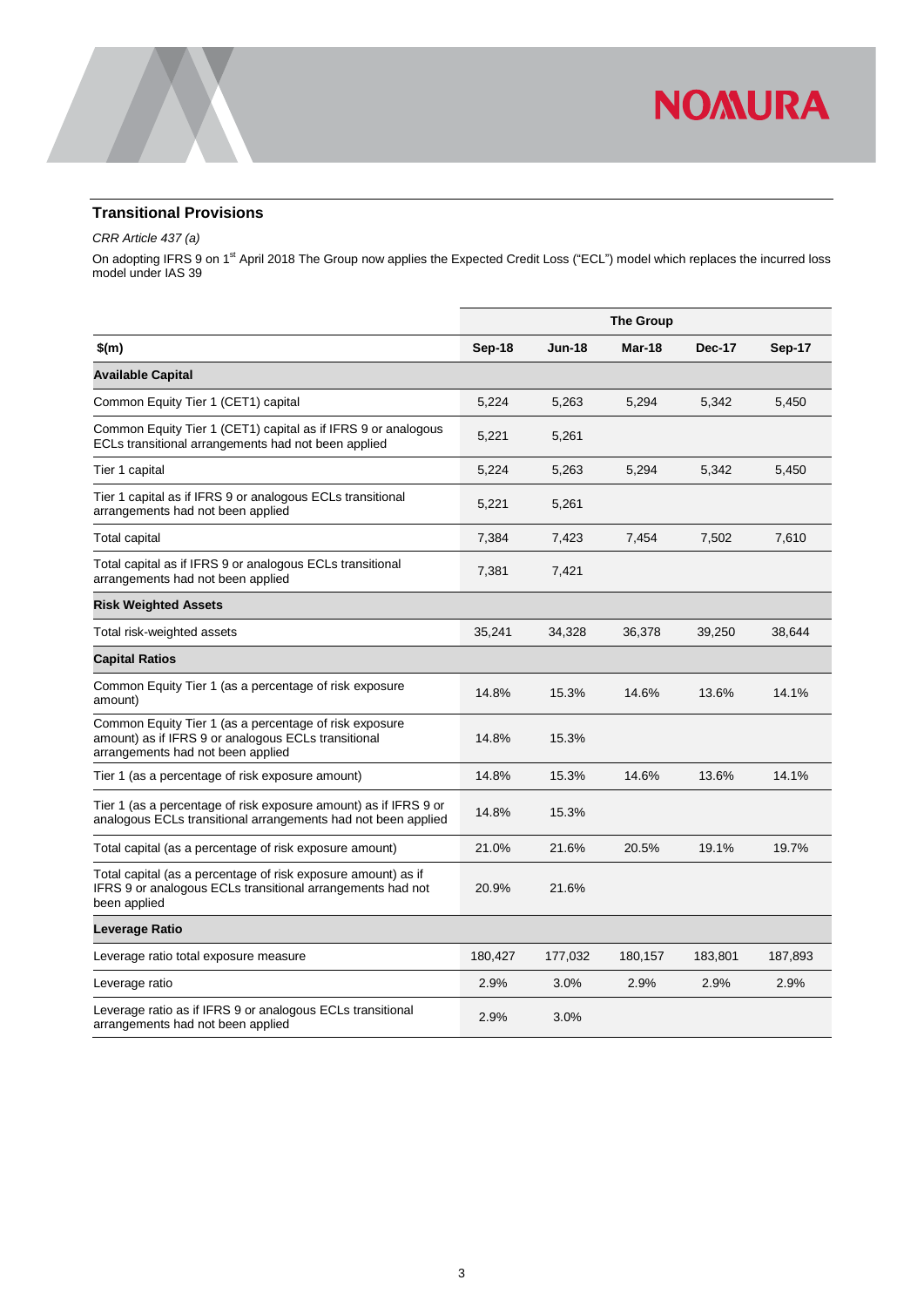## Transitional Provisions

*CRR Article 437 (a)*

On adopting IFRS 9 on 1st April 2018 The Group now applies the Expected Credit Loss ("ECL") model which replaces the incurred loss model under IAS 39

| | The Group | | | | |
|---|---|---|---|---|---|
| **\$(m)** | **Sep-18** | **Jun-18** | **Mar-18** | **Dec-17** | **Sep-17** |
| **Available Capital** | | | | | |
| Common Equity Tier 1 (CET1) capital | 5,224 | 5,263 | 5,294 | 5,342 | 5,450 |
| Common Equity Tier 1 (CET1) capital as if IFRS 9 or analogous ECLs transitional arrangements had not been applied | 5,221 | 5,261 | | | |
| Tier 1 capital | 5,224 | 5,263 | 5,294 | 5,342 | 5,450 |
| Tier 1 capital as if IFRS 9 or analogous ECLs transitional arrangements had not been applied | 5,221 | 5,261 | | | |
| Total capital | 7,384 | 7,423 | 7,454 | 7,502 | 7,610 |
| Total capital as if IFRS 9 or analogous ECLs transitional arrangements had not been applied | 7,381 | 7,421 | | | |
| **Risk Weighted Assets** | | | | | |
| Total risk-weighted assets | 35,241 | 34,328 | 36,378 | 39,250 | 38,644 |
| **Capital Ratios** | | | | | |
| Common Equity Tier 1 (as a percentage of risk exposure amount) | 14.8% | 15.3% | 14.6% | 13.6% | 14.1% |
| Common Equity Tier 1 (as a percentage of risk exposure amount) as if IFRS 9 or analogous ECLs transitional arrangements had not been applied | 14.8% | 15.3% | | | |
| Tier 1 (as a percentage of risk exposure amount) | 14.8% | 15.3% | 14.6% | 13.6% | 14.1% |
| Tier 1 (as a percentage of risk exposure amount) as if IFRS 9 or analogous ECLs transitional arrangements had not been applied | 14.8% | 15.3% | | | |
| Total capital (as a percentage of risk exposure amount) | 21.0% | 21.6% | 20.5% | 19.1% | 19.7% |
| Total capital (as a percentage of risk exposure amount) as if IFRS 9 or analogous ECLs transitional arrangements had not been applied | 20.9% | 21.6% | | | |
| **Leverage Ratio** | | | | | |
| Leverage ratio total exposure measure | 180,427 | 177,032 | 180,157 | 183,801 | 187,893 |
| Leverage ratio | 2.9% | 3.0% | 2.9% | 2.9% | 2.9% |
| Leverage ratio as if IFRS 9 or analogous ECLs transitional arrangements had not been applied | 2.9% | 3.0% | | | |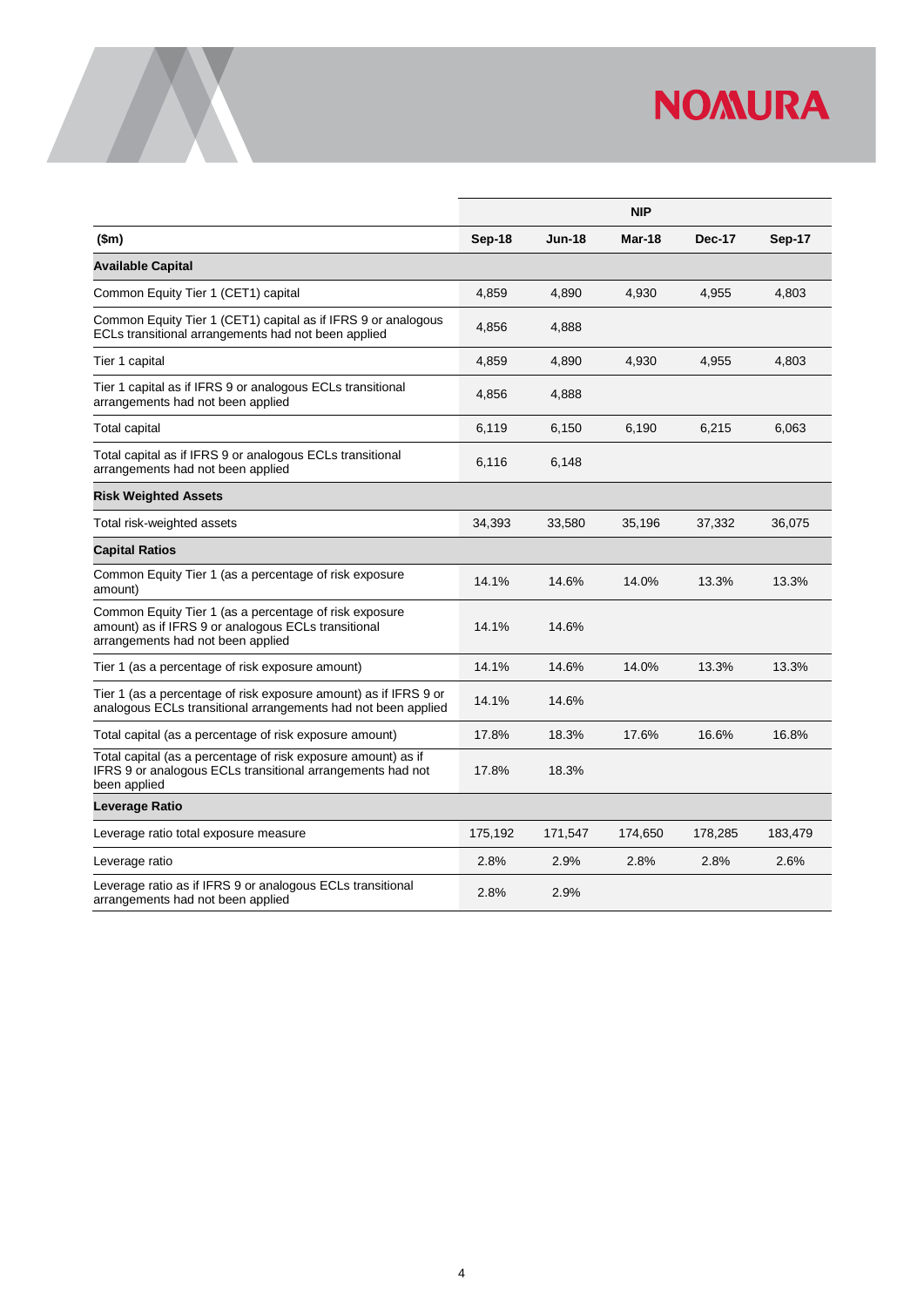| ($m) | NIP | | | | |
|---|---|---|---|---|---|
| | **Sep-18** | **Jun-18** | **Mar-18** | **Dec-17** | **Sep-17** |
| **Available Capital** | | | | | |
| Common Equity Tier 1 (CET1) capital | 4,859 | 4,890 | 4,930 | 4,955 | 4,803 |
| Common Equity Tier 1 (CET1) capital as if IFRS 9 or analogous ECLs transitional arrangements had not been applied | 4,856 | 4,888 | | | |
| Tier 1 capital | 4,859 | 4,890 | 4,930 | 4,955 | 4,803 |
| Tier 1 capital as if IFRS 9 or analogous ECLs transitional arrangements had not been applied | 4,856 | 4,888 | | | |
| Total capital | 6,119 | 6,150 | 6,190 | 6,215 | 6,063 |
| Total capital as if IFRS 9 or analogous ECLs transitional arrangements had not been applied | 6,116 | 6,148 | | | |
| **Risk Weighted Assets** | | | | | |
| Total risk-weighted assets | 34,393 | 33,580 | 35,196 | 37,332 | 36,075 |
| **Capital Ratios** | | | | | |
| Common Equity Tier 1 (as a percentage of risk exposure amount) | 14.1% | 14.6% | 14.0% | 13.3% | 13.3% |
| Common Equity Tier 1 (as a percentage of risk exposure amount) as if IFRS 9 or analogous ECLs transitional arrangements had not been applied | 14.1% | 14.6% | | | |
| Tier 1 (as a percentage of risk exposure amount) | 14.1% | 14.6% | 14.0% | 13.3% | 13.3% |
| Tier 1 (as a percentage of risk exposure amount) as if IFRS 9 or analogous ECLs transitional arrangements had not been applied | 14.1% | 14.6% | | | |
| Total capital (as a percentage of risk exposure amount) | 17.8% | 18.3% | 17.6% | 16.6% | 16.8% |
| Total capital (as a percentage of risk exposure amount) as if IFRS 9 or analogous ECLs transitional arrangements had not been applied | 17.8% | 18.3% | | | |
| **Leverage Ratio** | | | | | |
| Leverage ratio total exposure measure | 175,192 | 171,547 | 174,650 | 178,285 | 183,479 |
| Leverage ratio | 2.8% | 2.9% | 2.8% | 2.8% | 2.6% |
| Leverage ratio as if IFRS 9 or analogous ECLs transitional arrangements had not been applied | 2.8% | 2.9% | | | |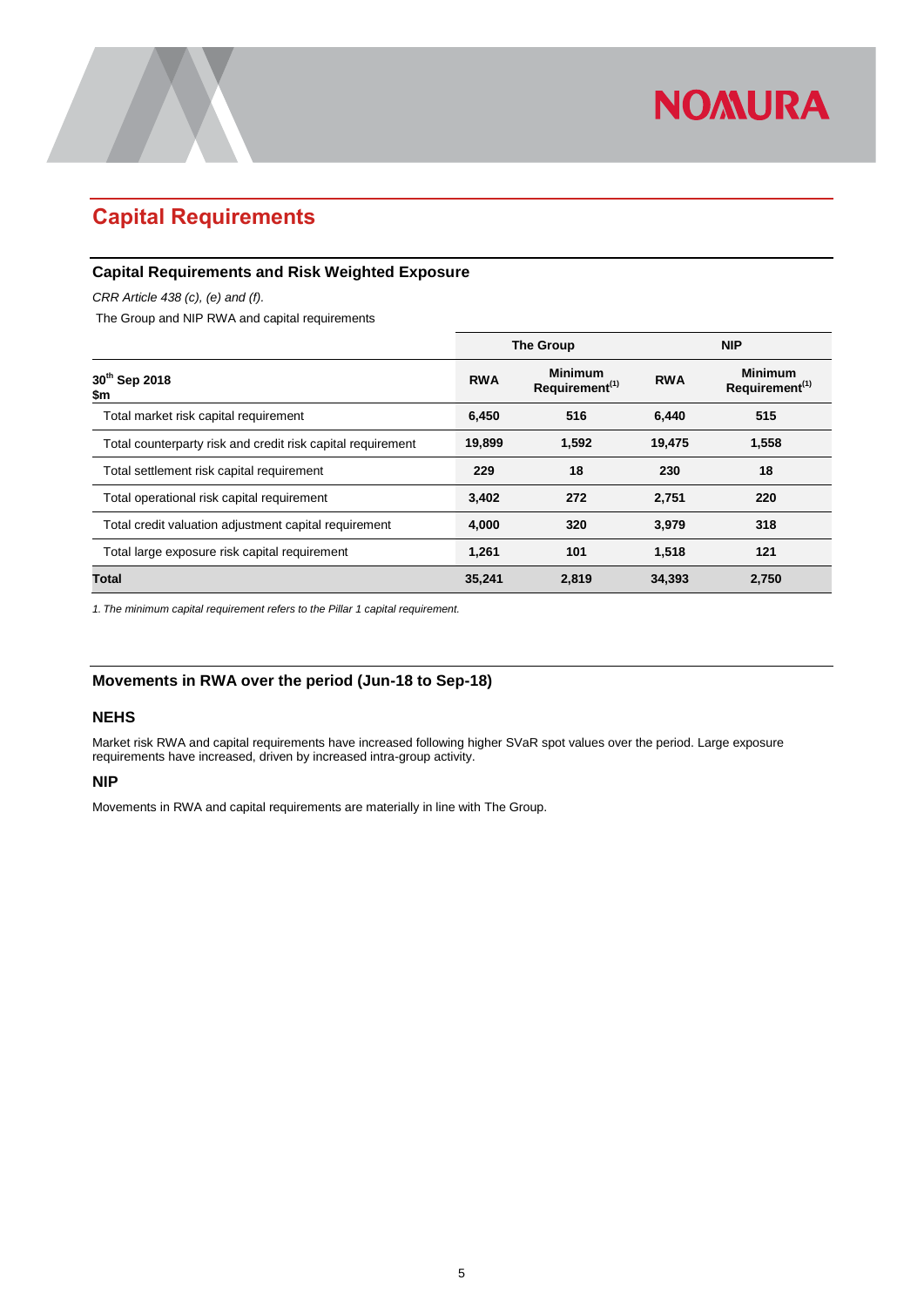# Capital Requirements

## Capital Requirements and Risk Weighted Exposure

*CRR Article 438 (c), (e) and (f).*

The Group and NIP RWA and capital requirements

| | The Group | | NIP | |
|---|---|---|---|---|
| **30th Sep 2018 $m** | **RWA** | **Minimum Requirement[(1)]** | **RWA** | **Minimum Requirement[(1)]** |
| Total market risk capital requirement | **6,450** | **516** | **6,440** | **515** |
| Total counterparty risk and credit risk capital requirement | **19,899** | **1,592** | **19,475** | **1,558** |
| Total settlement risk capital requirement | **229** | **18** | **230** | **18** |
| Total operational risk capital requirement | **3,402** | **272** | **2,751** | **220** |
| Total credit valuation adjustment capital requirement | **4,000** | **320** | **3,979** | **318** |
| Total large exposure risk capital requirement | **1,261** | **101** | **1,518** | **121** |
| **Total** | **35,241** | **2,819** | **34,393** | **2,750** |

*1. The minimum capital requirement refers to the Pillar 1 capital requirement.*

## Movements in RWA over the period (Jun-18 to Sep-18)

### NEHS

Market risk RWA and capital requirements have increased following higher SVaR spot values over the period. Large exposure requirements have increased, driven by increased intra-group activity.

### NIP

Movements in RWA and capital requirements are materially in line with The Group.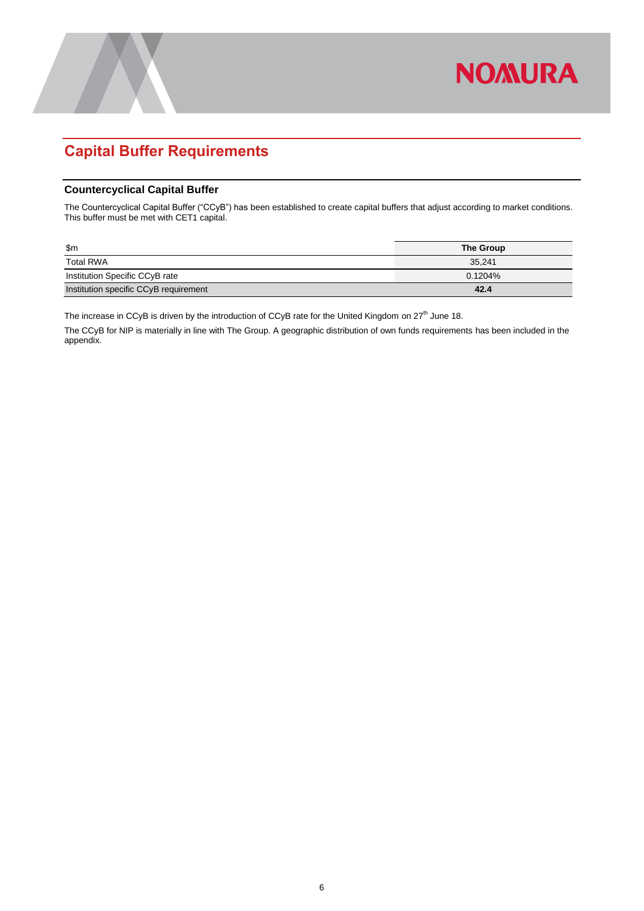# Capital Buffer Requirements

## Countercyclical Capital Buffer

The Countercyclical Capital Buffer ("CCyB") has been established to create capital buffers that adjust according to market conditions. This buffer must be met with CET1 capital.

| $m | The Group |
| --- | --- |
| Total RWA | 35,241 |
| Institution Specific CCyB rate | 0.1204% |
| Institution specific CCyB requirement | **42.4** |

The increase in CCyB is driven by the introduction of CCyB rate for the United Kingdom on 27th June 18.

The CCyB for NIP is materially in line with The Group. A geographic distribution of own funds requirements has been included in the appendix.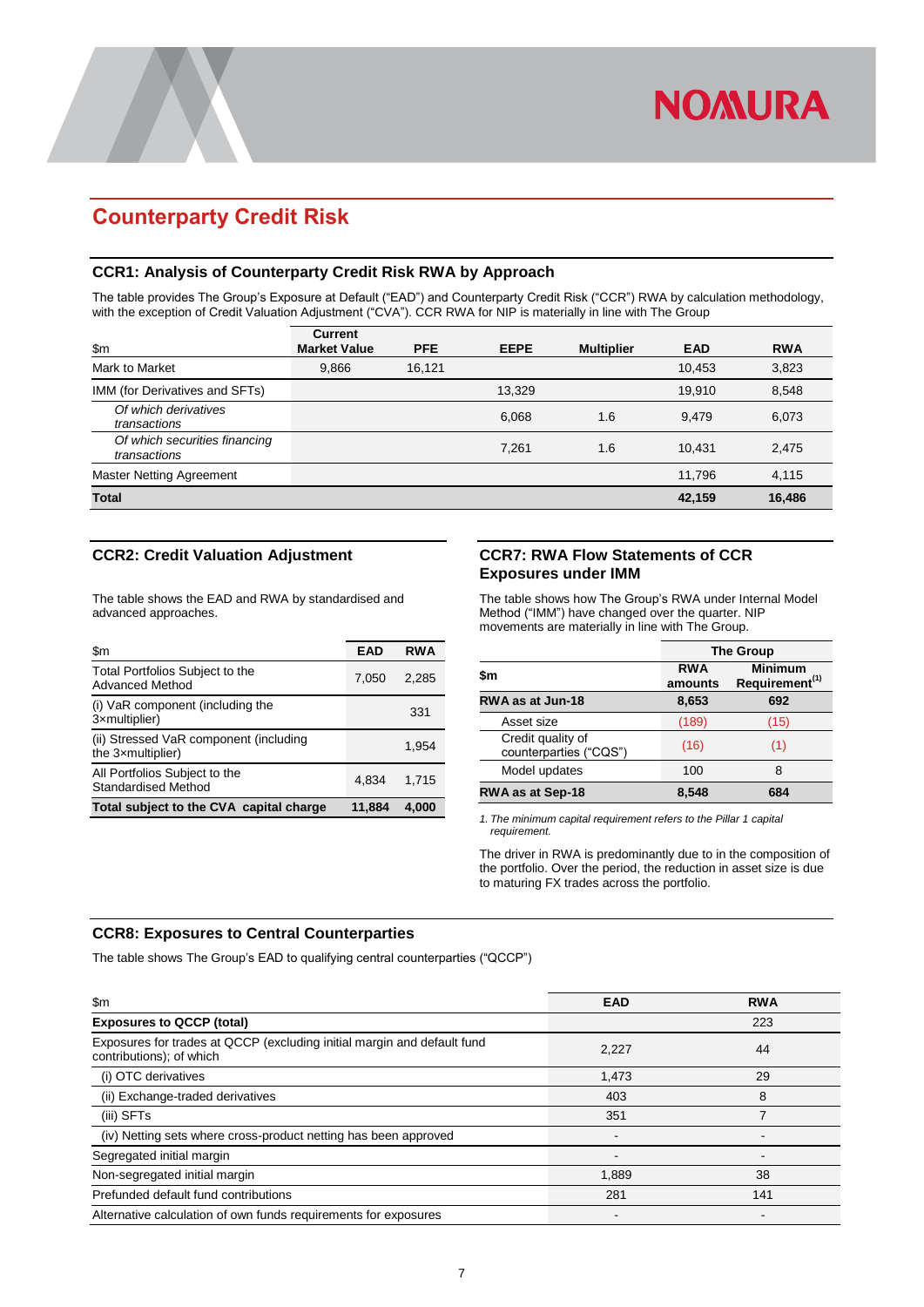# Counterparty Credit Risk

## CCR1: Analysis of Counterparty Credit Risk RWA by Approach

The table provides The Group's Exposure at Default ("EAD") and Counterparty Credit Risk ("CCR") RWA by calculation methodology, with the exception of Credit Valuation Adjustment ("CVA"). CCR RWA for NIP is materially in line with The Group

| $m | Current Market Value | PFE | EEPE | Multiplier | EAD | RWA |
|---|---|---|---|---|---|---|
| Mark to Market | 9,866 | 16,121 | | | 10,453 | 3,823 |
| IMM (for Derivatives and SFTs) | | | 13,329 | | 19,910 | 8,548 |
| *Of which derivatives transactions* | | | 6,068 | 1.6 | 9,479 | 6,073 |
| *Of which securities financing transactions* | | | 7,261 | 1.6 | 10,431 | 2,475 |
| Master Netting Agreement | | | | | 11,796 | 4,115 |
| **Total** | | | | | **42,159** | **16,486** |

## CCR2: Credit Valuation Adjustment

The table shows the EAD and RWA by standardised and advanced approaches.

| $m | EAD | RWA |
|---|---|---|
| Total Portfolios Subject to the Advanced Method | 7,050 | 2,285 |
| (i) VaR component (including the 3×multiplier) | | 331 |
| (ii) Stressed VaR component (including the 3×multiplier) | | 1,954 |
| All Portfolios Subject to the Standardised Method | 4,834 | 1,715 |
| **Total subject to the CVA capital charge** | **11,884** | **4,000** |

## CCR7: RWA Flow Statements of CCR Exposures under IMM

The table shows how The Group's RWA under Internal Model Method ("IMM") have changed over the quarter. NIP movements are materially in line with The Group.

| | The Group | |
|---|---|---|
| **$m** | **RWA amounts** | **Minimum Requirement[1]** |
| **RWA as at Jun-18** | **8,653** | **692** |
| Asset size | (189) | (15) |
| Credit quality of counterparties ("CQS") | (16) | (1) |
| Model updates | 100 | 8 |
| **RWA as at Sep-18** | **8,548** | **684** |

*1. The minimum capital requirement refers to the Pillar 1 capital requirement.*

The driver in RWA is predominantly due to in the composition of the portfolio. Over the period, the reduction in asset size is due to maturing FX trades across the portfolio.

## CCR8: Exposures to Central Counterparties

The table shows The Group's EAD to qualifying central counterparties ("QCCP")

| $m | EAD | RWA |
|---|---|---|
| **Exposures to QCCP (total)** | | 223 |
| Exposures for trades at QCCP (excluding initial margin and default fund contributions); of which | 2,227 | 44 |
| (i) OTC derivatives | 1,473 | 29 |
| (ii) Exchange-traded derivatives | 403 | 8 |
| (iii) SFTs | 351 | 7 |
| (iv) Netting sets where cross-product netting has been approved | - | - |
| Segregated initial margin | - | - |
| Non-segregated initial margin | 1,889 | 38 |
| Prefunded default fund contributions | 281 | 141 |
| Alternative calculation of own funds requirements for exposures | - | - |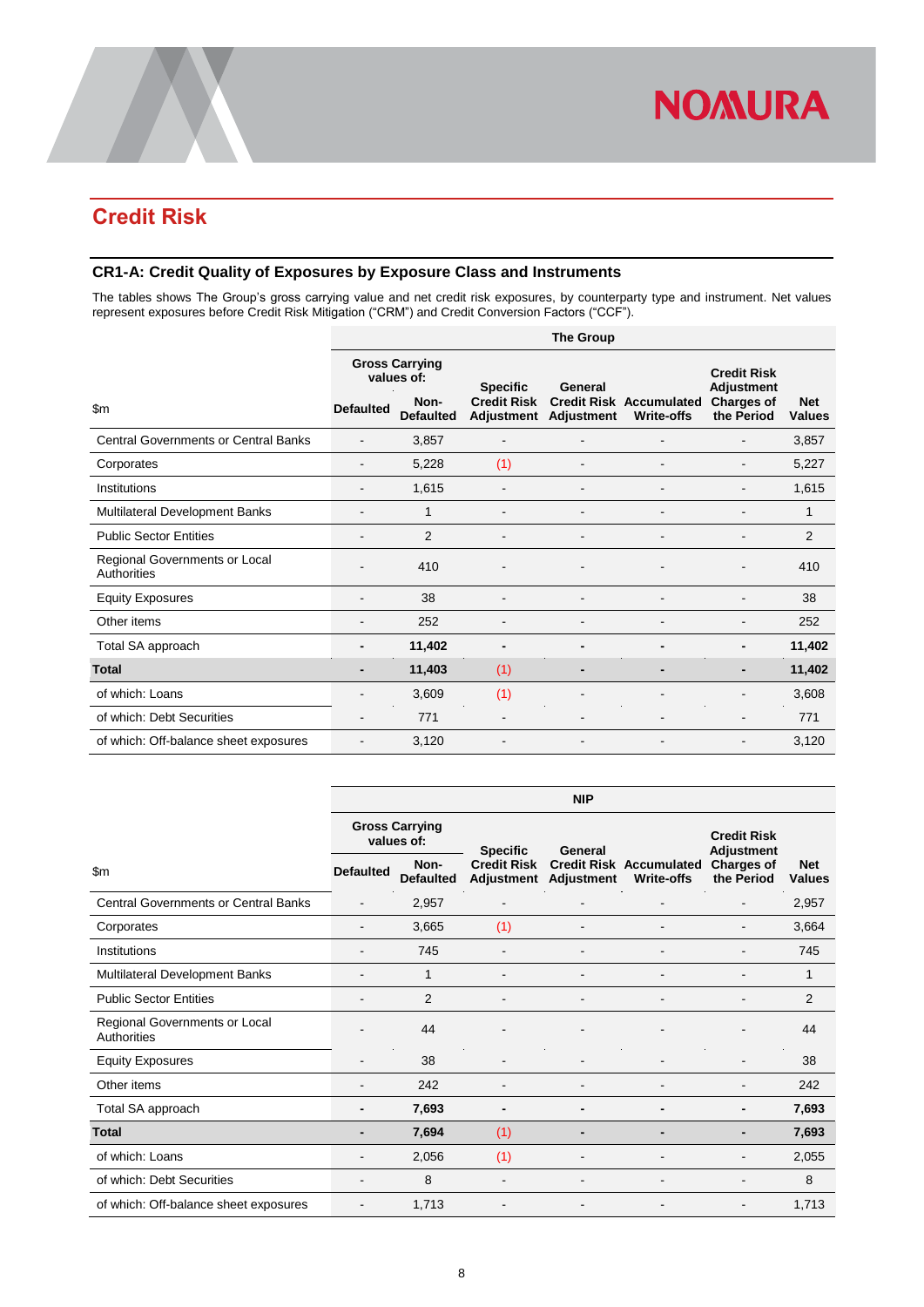## Credit Risk

### CR1-A: Credit Quality of Exposures by Exposure Class and Instruments

The tables shows The Group's gross carrying value and net credit risk exposures, by counterparty type and instrument. Net values represent exposures before Credit Risk Mitigation ("CRM") and Credit Conversion Factors ("CCF").

| | The Group | | | | | | |
|---|---|---|---|---|---|---|---|
| | Gross Carrying values of: | | | | | | |
| $m | Defaulted | Non-Defaulted | Specific Credit Risk Adjustment | General Credit Risk Adjustment | Accumulated Write-offs | Credit Risk Adjustment Charges of the Period | Net Values |
| Central Governments or Central Banks | - | 3,857 | - | - | - | - | 3,857 |
| Corporates | - | 5,228 | (1) | - | - | - | 5,227 |
| Institutions | - | 1,615 | - | - | - | - | 1,615 |
| Multilateral Development Banks | - | 1 | - | - | - | - | 1 |
| Public Sector Entities | - | 2 | - | - | - | - | 2 |
| Regional Governments or Local Authorities | - | 410 | - | - | - | - | 410 |
| Equity Exposures | - | 38 | - | - | - | - | 38 |
| Other items | - | 252 | - | - | - | - | 252 |
| **Total SA approach** | **-** | **11,402** | **-** | **-** | **-** | **-** | **11,402** |
| **Total** | **-** | **11,403** | (1) | **-** | **-** | **-** | **11,402** |
| of which: Loans | - | 3,609 | (1) | - | - | - | 3,608 |
| of which: Debt Securities | - | 771 | - | - | - | - | 771 |
| of which: Off-balance sheet exposures | - | 3,120 | - | - | - | - | 3,120 |

| | NIP | | | | | | |
|---|---|---|---|---|---|---|---|
| | Gross Carrying values of: | | | | | | |
| $m | Defaulted | Non-Defaulted | Specific Credit Risk Adjustment | General Credit Risk Adjustment | Accumulated Write-offs | Credit Risk Adjustment Charges of the Period | Net Values |
| Central Governments or Central Banks | - | 2,957 | - | - | - | - | 2,957 |
| Corporates | - | 3,665 | (1) | - | - | - | 3,664 |
| Institutions | - | 745 | - | - | - | - | 745 |
| Multilateral Development Banks | - | 1 | - | - | - | - | 1 |
| Public Sector Entities | - | 2 | - | - | - | - | 2 |
| Regional Governments or Local Authorities | - | 44 | - | - | - | - | 44 |
| Equity Exposures | - | 38 | - | - | - | - | 38 |
| Other items | - | 242 | - | - | - | - | 242 |
| **Total SA approach** | **-** | **7,693** | **-** | **-** | **-** | **-** | **7,693** |
| **Total** | **-** | **7,694** | (1) | **-** | **-** | **-** | **7,693** |
| of which: Loans | - | 2,056 | (1) | - | - | - | 2,055 |
| of which: Debt Securities | - | 8 | - | - | - | - | 8 |
| of which: Off-balance sheet exposures | - | 1,713 | - | - | - | - | 1,713 |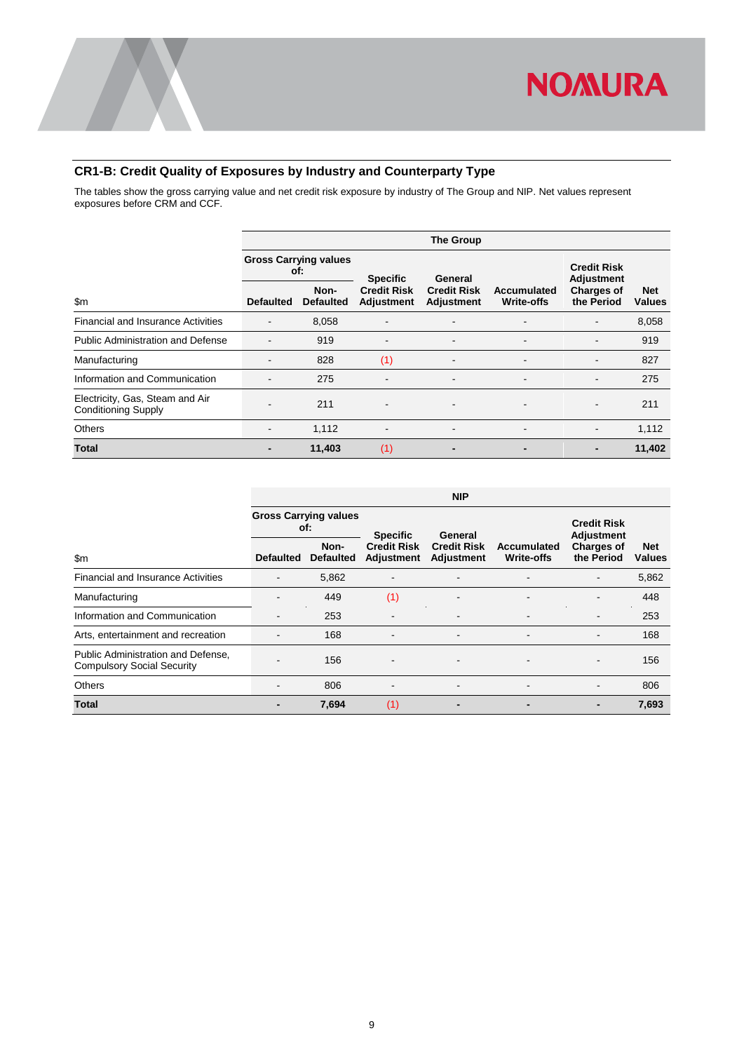## CR1-B: Credit Quality of Exposures by Industry and Counterparty Type

The tables show the gross carrying value and net credit risk exposure by industry of The Group and NIP. Net values represent exposures before CRM and CCF.

| | The Group | | | | | | |
|---|---|---|---|---|---|---|---|
| | Gross Carrying values of: | | Specific Credit Risk Adjustment | General Credit Risk Adjustment | Accumulated Write-offs | Credit Risk Adjustment Charges of the Period | Net Values |
| $m | Defaulted | Non-Defaulted | | | | | |
| Financial and Insurance Activities | - | 8,058 | - | - | - | - | 8,058 |
| Public Administration and Defense | - | 919 | - | - | - | - | 919 |
| Manufacturing | - | 828 | (1) | - | - | - | 827 |
| Information and Communication | - | 275 | - | - | - | - | 275 |
| Electricity, Gas, Steam and Air Conditioning Supply | - | 211 | - | - | - | - | 211 |
| Others | - | 1,112 | - | - | - | - | 1,112 |
| **Total** | **-** | **11,403** | (1) | **-** | **-** | **-** | **11,402** |

| | NIP | | | | | | |
|---|---|---|---|---|---|---|---|
| | Gross Carrying values of: | | Specific Credit Risk Adjustment | General Credit Risk Adjustment | Accumulated Write-offs | Credit Risk Adjustment Charges of the Period | Net Values |
| $m | Defaulted | Non-Defaulted | | | | | |
| Financial and Insurance Activities | - | 5,862 | - | - | - | - | 5,862 |
| Manufacturing | - | 449 | (1) | - | - | - | 448 |
| Information and Communication | - | 253 | - | - | - | - | 253 |
| Arts, entertainment and recreation | - | 168 | - | - | - | - | 168 |
| Public Administration and Defense, Compulsory Social Security | - | 156 | - | - | - | - | 156 |
| Others | - | 806 | - | - | - | - | 806 |
| **Total** | **-** | **7,694** | (1) | **-** | **-** | **-** | **7,693** |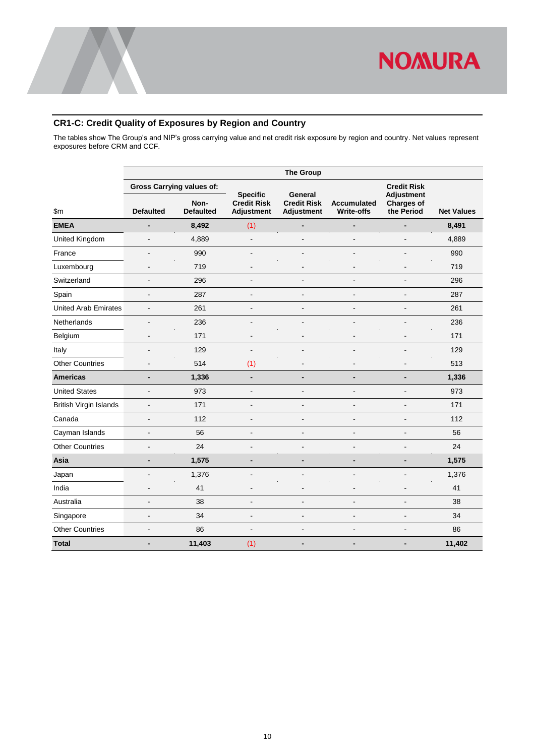## CR1-C: Credit Quality of Exposures by Region and Country

The tables show The Group's and NIP's gross carrying value and net credit risk exposure by region and country. Net values represent exposures before CRM and CCF.

| | The Group | | | | | | |
|---|---|---|---|---|---|---|---|
| | Gross Carrying values of: | | Specific Credit Risk Adjustment | General Credit Risk Adjustment | Accumulated Write-offs | Credit Risk Adjustment Charges of the Period | Net Values |
| $m | Defaulted | Non-Defaulted | | | | | |
| **EMEA** | **-** | **8,492** | (1) | **-** | **-** | **-** | **8,491** |
| United Kingdom | - | 4,889 | - | - | - | - | 4,889 |
| France | - | 990 | - | - | - | - | 990 |
| Luxembourg | - | 719 | - | - | - | - | 719 |
| Switzerland | - | 296 | - | - | - | - | 296 |
| Spain | - | 287 | - | - | - | - | 287 |
| United Arab Emirates | - | 261 | - | - | - | - | 261 |
| Netherlands | - | 236 | - | - | - | - | 236 |
| Belgium | - | 171 | - | - | - | - | 171 |
| Italy | - | 129 | - | - | - | - | 129 |
| Other Countries | - | 514 | (1) | - | - | - | 513 |
| **Americas** | **-** | **1,336** | **-** | **-** | **-** | **-** | **1,336** |
| United States | - | 973 | - | - | - | - | 973 |
| British Virgin Islands | - | 171 | - | - | - | - | 171 |
| Canada | - | 112 | - | - | - | - | 112 |
| Cayman Islands | - | 56 | - | - | - | - | 56 |
| Other Countries | - | 24 | - | - | - | - | 24 |
| **Asia** | **-** | **1,575** | **-** | **-** | **-** | **-** | **1,575** |
| Japan | - | 1,376 | - | - | - | - | 1,376 |
| India | - | 41 | - | - | - | - | 41 |
| Australia | - | 38 | - | - | - | - | 38 |
| Singapore | - | 34 | - | - | - | - | 34 |
| Other Countries | - | 86 | - | - | - | - | 86 |
| **Total** | **-** | **11,403** | (1) | **-** | **-** | **-** | **11,402** |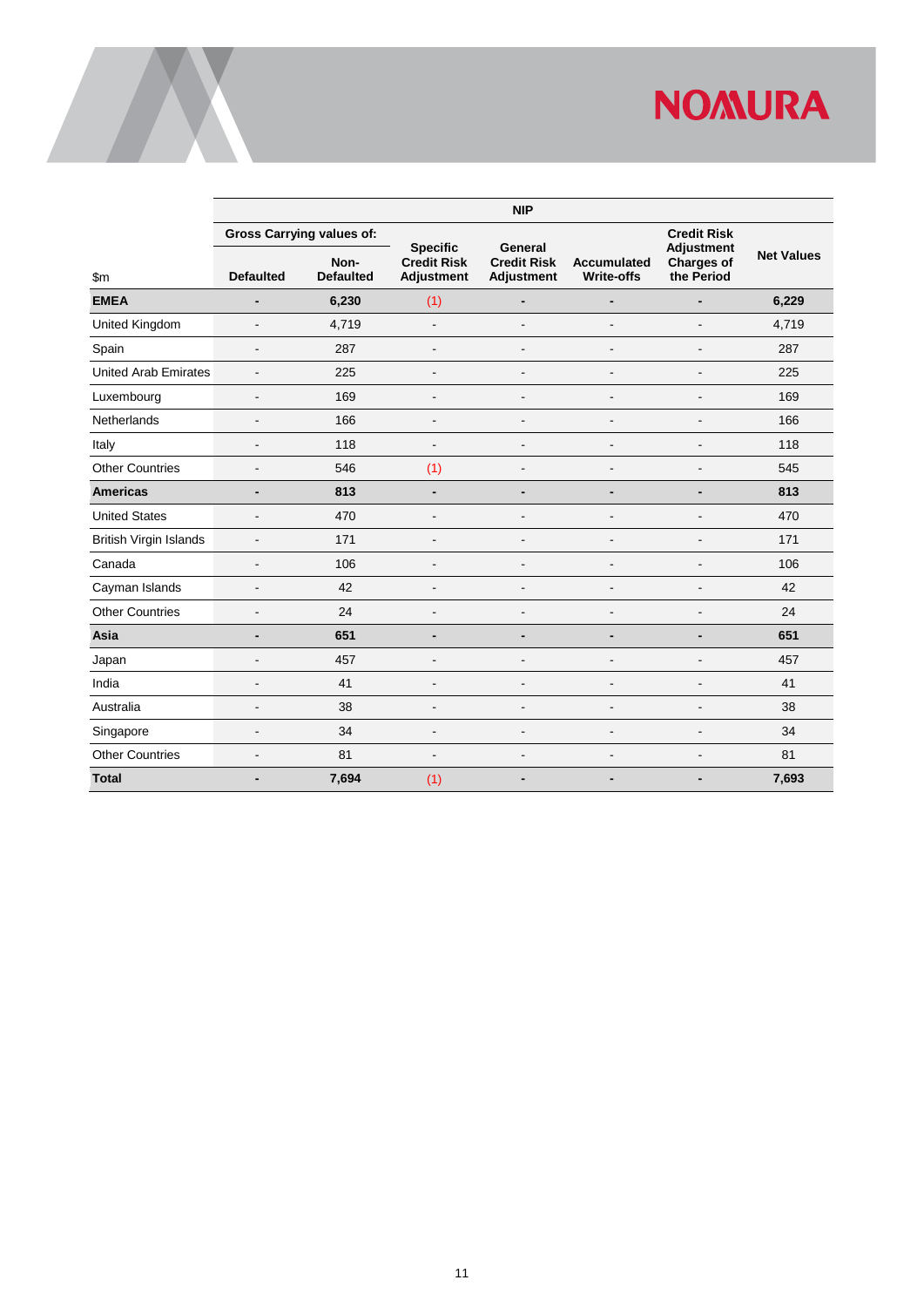| $m | NIP | | | | | | |
|---|---|---|---|---|---|---|---|
| | Gross Carrying values of: | | Specific Credit Risk Adjustment | General Credit Risk Adjustment | Accumulated Write-offs | Credit Risk Adjustment Charges of the Period | Net Values |
| | Defaulted | Non-Defaulted | | | | | |
| **EMEA** | **-** | **6,230** | (1) | **-** | **-** | **-** | **6,229** |
| United Kingdom | - | 4,719 | - | - | - | - | 4,719 |
| Spain | - | 287 | - | - | - | - | 287 |
| United Arab Emirates | - | 225 | - | - | - | - | 225 |
| Luxembourg | - | 169 | - | - | - | - | 169 |
| Netherlands | - | 166 | - | - | - | - | 166 |
| Italy | - | 118 | - | - | - | - | 118 |
| Other Countries | - | 546 | (1) | - | - | - | 545 |
| **Americas** | **-** | **813** | **-** | **-** | **-** | **-** | **813** |
| United States | - | 470 | - | - | - | - | 470 |
| British Virgin Islands | - | 171 | - | - | - | - | 171 |
| Canada | - | 106 | - | - | - | - | 106 |
| Cayman Islands | - | 42 | - | - | - | - | 42 |
| Other Countries | - | 24 | - | - | - | - | 24 |
| **Asia** | **-** | **651** | **-** | **-** | **-** | **-** | **651** |
| Japan | - | 457 | - | - | - | - | 457 |
| India | - | 41 | - | - | - | - | 41 |
| Australia | - | 38 | - | - | - | - | 38 |
| Singapore | - | 34 | - | - | - | - | 34 |
| Other Countries | - | 81 | - | - | - | - | 81 |
| **Total** | **-** | **7,694** | (1) | **-** | **-** | **-** | **7,693** |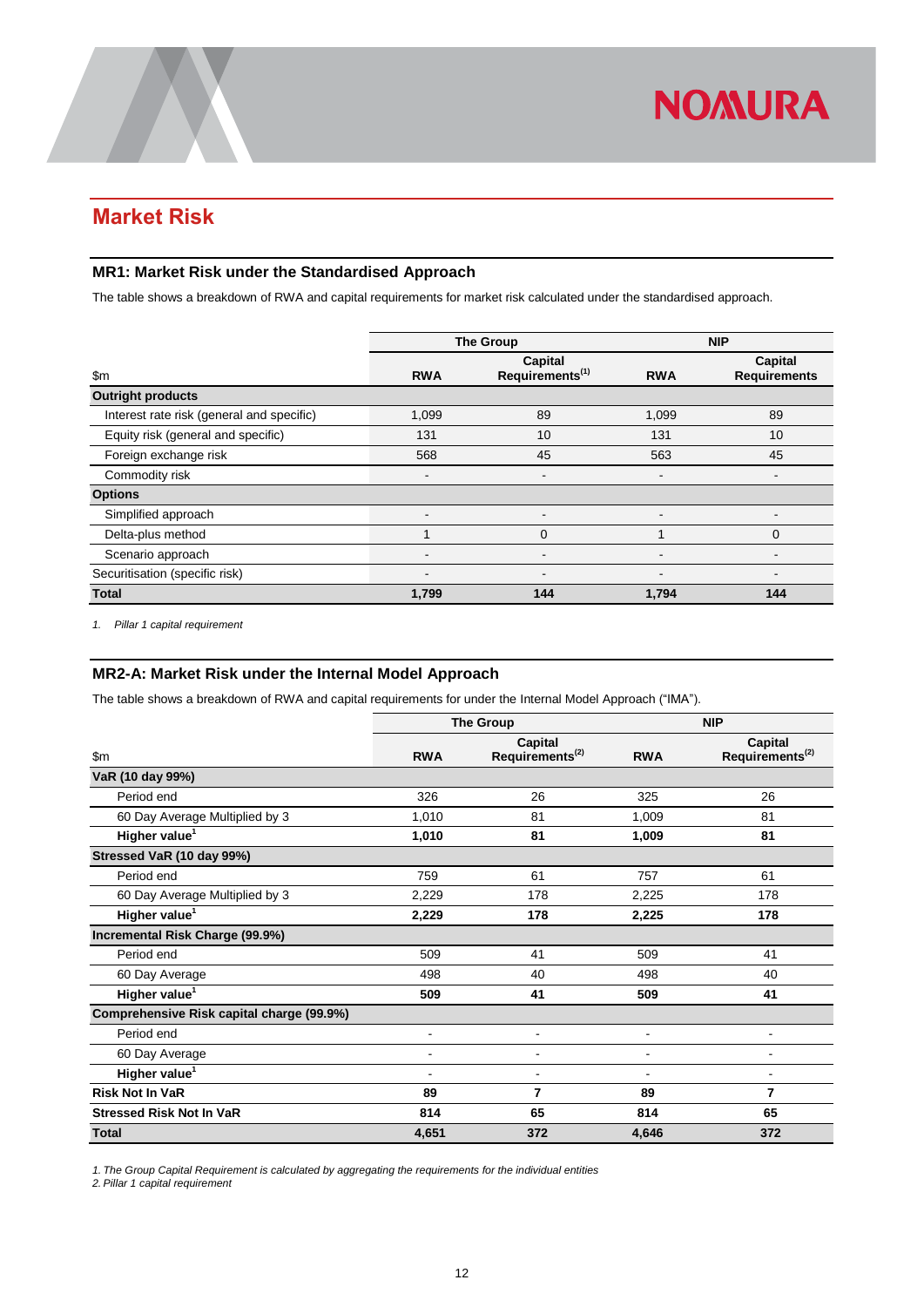# Market Risk

## MR1: Market Risk under the Standardised Approach

The table shows a breakdown of RWA and capital requirements for market risk calculated under the standardised approach.

| $m | The Group | | NIP | |
|---|---|---|---|---|
| | RWA | Capital Requirements[(1)] | RWA | Capital Requirements |
| **Outright products** | | | | |
| Interest rate risk (general and specific) | 1,099 | 89 | 1,099 | 89 |
| Equity risk (general and specific) | 131 | 10 | 131 | 10 |
| Foreign exchange risk | 568 | 45 | 563 | 45 |
| Commodity risk | - | - | - | - |
| **Options** | | | | |
| Simplified approach | - | - | - | - |
| Delta-plus method | 1 | 0 | 1 | 0 |
| Scenario approach | - | - | - | - |
| Securitisation (specific risk) | - | - | - | - |
| **Total** | **1,799** | **144** | **1,794** | **144** |

*1. Pillar 1 capital requirement*

## MR2-A: Market Risk under the Internal Model Approach

The table shows a breakdown of RWA and capital requirements for under the Internal Model Approach ("IMA").

| $m | The Group | | NIP | |
|---|---|---|---|---|
| | RWA | Capital Requirements[(2)] | RWA | Capital Requirements[(2)] |
| **VaR (10 day 99%)** | | | | |
| Period end | 326 | 26 | 325 | 26 |
| 60 Day Average Multiplied by 3 | 1,010 | 81 | 1,009 | 81 |
| **Higher value[1]** | **1,010** | **81** | **1,009** | **81** |
| **Stressed VaR (10 day 99%)** | | | | |
| Period end | 759 | 61 | 757 | 61 |
| 60 Day Average Multiplied by 3 | 2,229 | 178 | 2,225 | 178 |
| **Higher value[1]** | **2,229** | **178** | **2,225** | **178** |
| **Incremental Risk Charge (99.9%)** | | | | |
| Period end | 509 | 41 | 509 | 41 |
| 60 Day Average | 498 | 40 | 498 | 40 |
| **Higher value[1]** | **509** | **41** | **509** | **41** |
| **Comprehensive Risk capital charge (99.9%)** | | | | |
| Period end | - | - | - | - |
| 60 Day Average | - | - | - | - |
| **Higher value[1]** | - | - | - | - |
| **Risk Not In VaR** | **89** | **7** | **89** | **7** |
| **Stressed Risk Not In VaR** | **814** | **65** | **814** | **65** |
| **Total** | **4,651** | **372** | **4,646** | **372** |

*1. The Group Capital Requirement is calculated by aggregating the requirements for the individual entities*
*2. Pillar 1 capital requirement*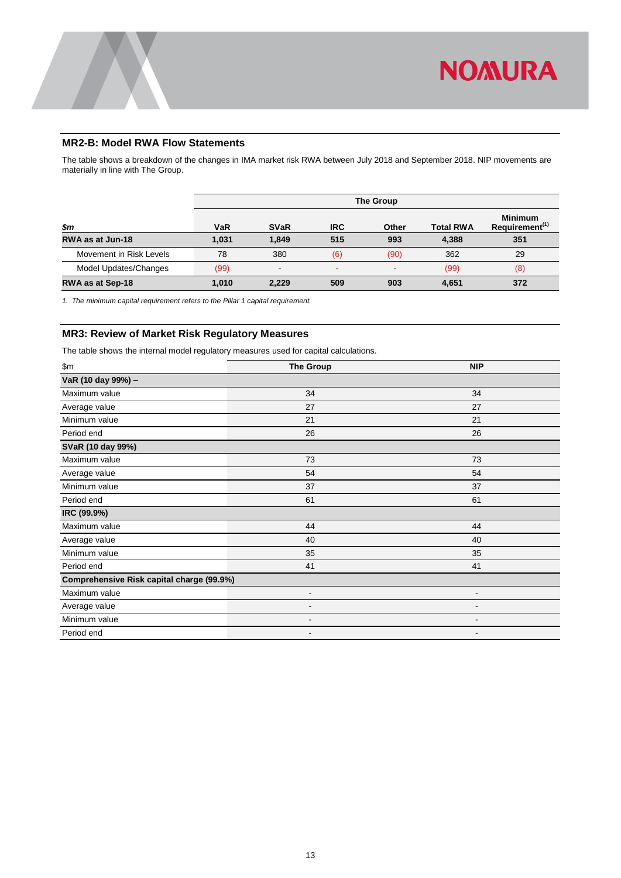### MR2-B: Model RWA Flow Statements

The table shows a breakdown of the changes in IMA market risk RWA between July 2018 and September 2018. NIP movements are materially in line with The Group.

| | The Group | | | | | |
|---|---|---|---|---|---|---|
| *$m* | VaR | SVaR | IRC | Other | Total RWA | Minimum Requirement[1] |
| **RWA as at Jun-18** | **1,031** | **1,849** | **515** | **993** | **4,388** | **351** |
| Movement in Risk Levels | 78 | 380 | (6) | (90) | 362 | 29 |
| Model Updates/Changes | (99) | - | - | - | (99) | (8) |
| **RWA as at Sep-18** | **1,010** | **2,229** | **509** | **903** | **4,651** | **372** |

*1. The minimum capital requirement refers to the Pillar 1 capital requirement.*

### MR3: Review of Market Risk Regulatory Measures

The table shows the internal model regulatory measures used for capital calculations.

| $m | The Group | NIP |
|---|---|---|
| **VaR (10 day 99%) –** | | |
| Maximum value | 34 | 34 |
| Average value | 27 | 27 |
| Minimum value | 21 | 21 |
| Period end | 26 | 26 |
| **SVaR (10 day 99%)** | | |
| Maximum value | 73 | 73 |
| Average value | 54 | 54 |
| Minimum value | 37 | 37 |
| Period end | 61 | 61 |
| **IRC (99.9%)** | | |
| Maximum value | 44 | 44 |
| Average value | 40 | 40 |
| Minimum value | 35 | 35 |
| Period end | 41 | 41 |
| **Comprehensive Risk capital charge (99.9%)** | | |
| Maximum value | - | - |
| Average value | - | - |
| Minimum value | - | - |
| Period end | - | - |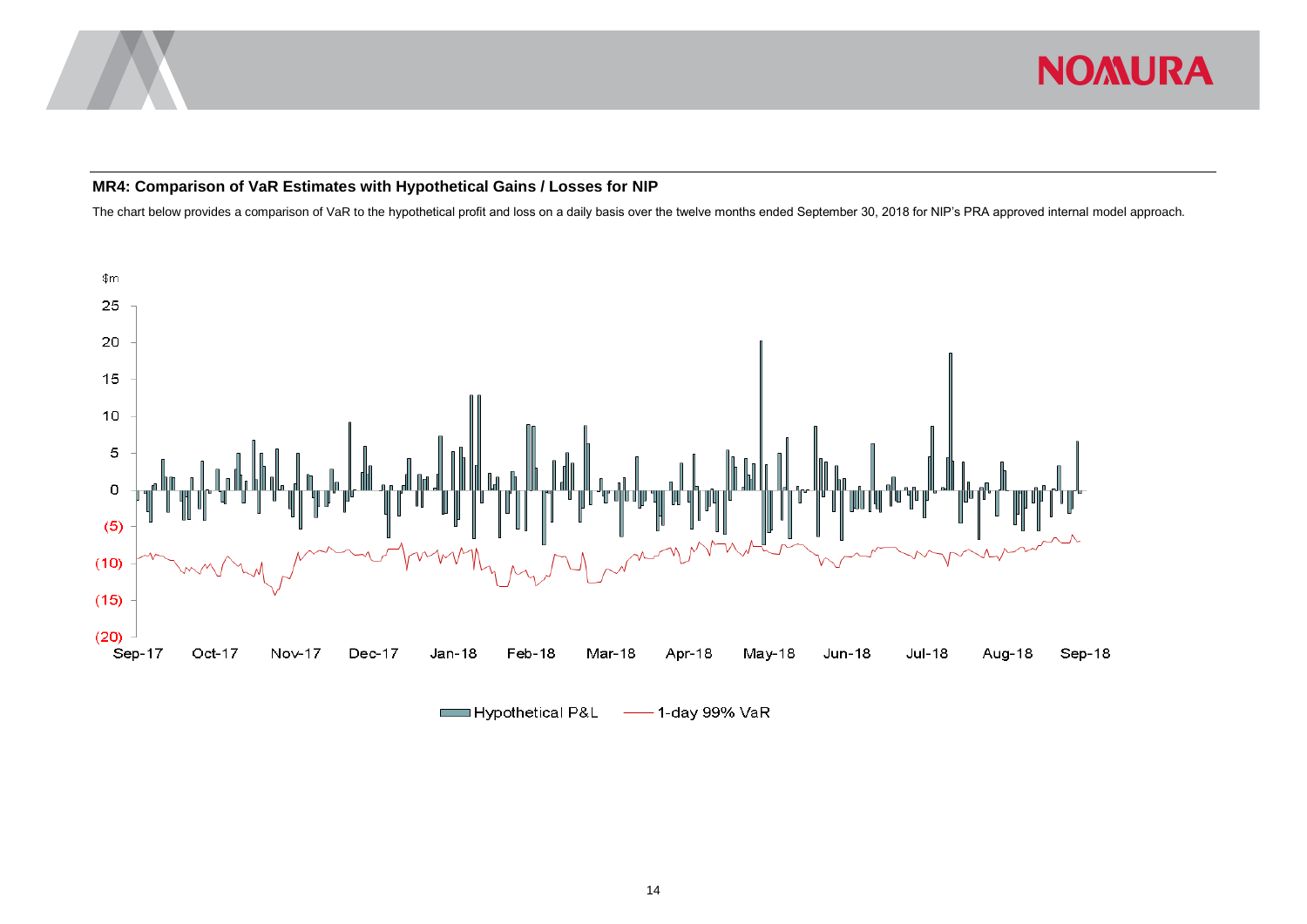## MR4: Comparison of VaR Estimates with Hypothetical Gains / Losses for NIP

The chart below provides a comparison of VaR to the hypothetical profit and loss on a daily basis over the twelve months ended September 30, 2018 for NIP's PRA approved internal model approach.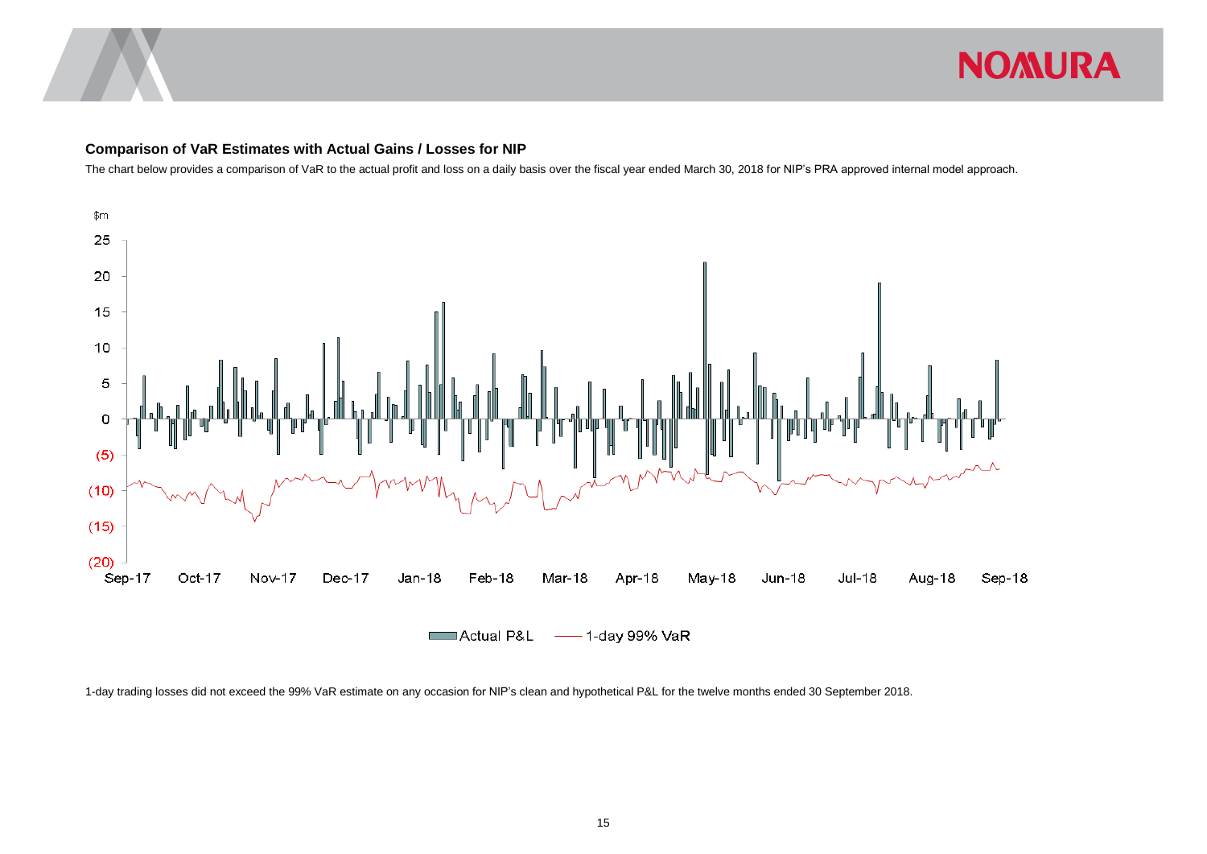### Comparison of VaR Estimates with Actual Gains / Losses for NIP

The chart below provides a comparison of VaR to the actual profit and loss on a daily basis over the fiscal year ended March 30, 2018 for NIP's PRA approved internal model approach.

1-day trading losses did not exceed the 99% VaR estimate on any occasion for NIP's clean and hypothetical P&L for the twelve months ended 30 September 2018.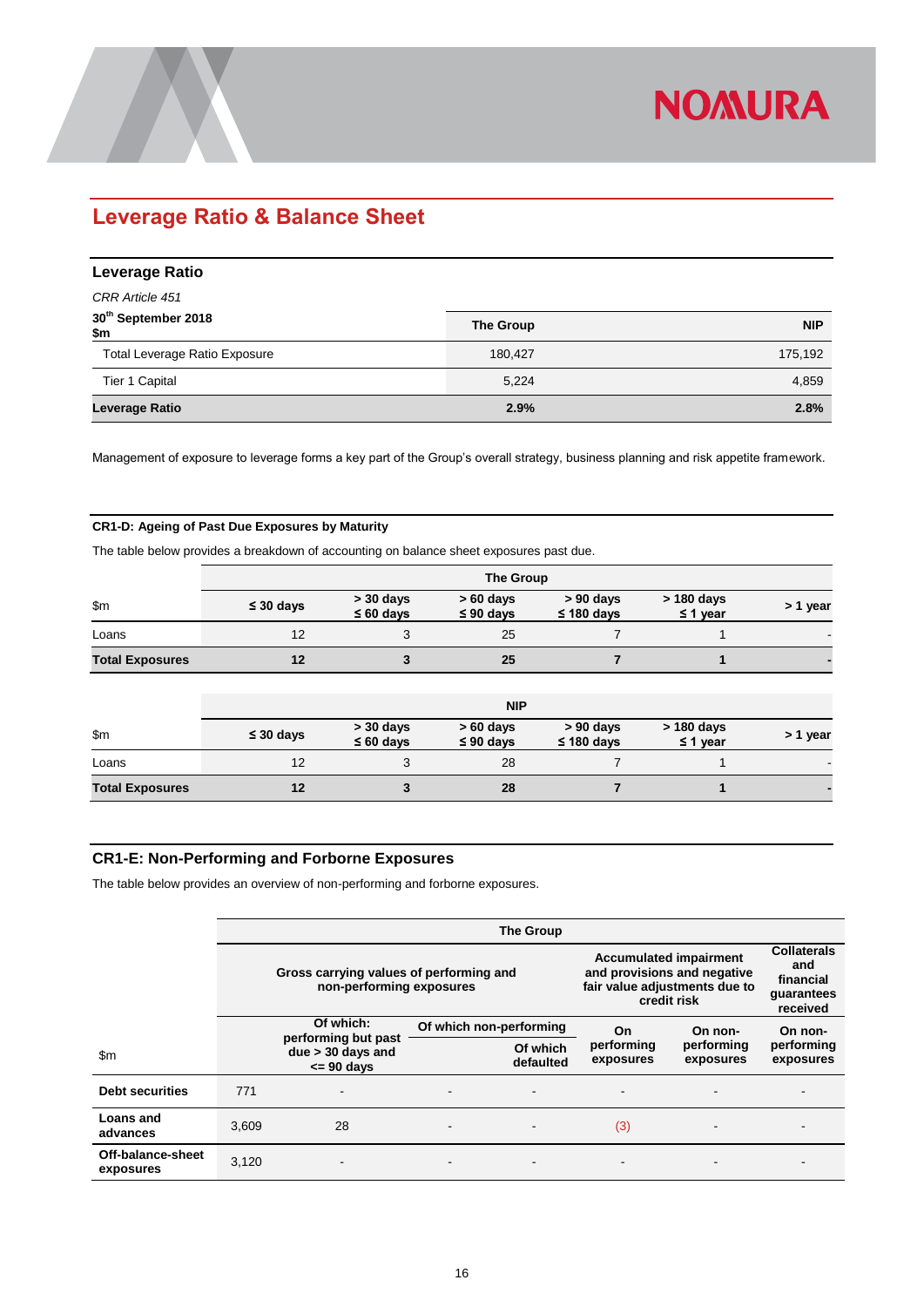# Leverage Ratio & Balance Sheet

## Leverage Ratio

*CRR Article 451*

| 30th September 2018 $m | The Group | NIP |
|---|---|---|
| Total Leverage Ratio Exposure | 180,427 | 175,192 |
| Tier 1 Capital | 5,224 | 4,859 |
| **Leverage Ratio** | **2.9%** | **2.8%** |

Management of exposure to leverage forms a key part of the Group's overall strategy, business planning and risk appetite framework.

### CR1-D: Ageing of Past Due Exposures by Maturity

The table below provides a breakdown of accounting on balance sheet exposures past due.

| | The Group | | | | | |
|---|---|---|---|---|---|---|
| $m | ≤ 30 days | > 30 days ≤ 60 days | > 60 days ≤ 90 days | > 90 days ≤ 180 days | > 180 days ≤ 1 year | > 1 year |
| Loans | 12 | 3 | 25 | 7 | 1 | - |
| **Total Exposures** | **12** | **3** | **25** | **7** | **1** | **-** |

| | NIP | | | | | |
|---|---|---|---|---|---|---|
| $m | ≤ 30 days | > 30 days ≤ 60 days | > 60 days ≤ 90 days | > 90 days ≤ 180 days | > 180 days ≤ 1 year | > 1 year |
| Loans | 12 | 3 | 28 | 7 | 1 | - |
| **Total Exposures** | **12** | **3** | **28** | **7** | **1** | **-** |

## CR1-E: Non-Performing and Forborne Exposures

The table below provides an overview of non-performing and forborne exposures.

| | The Group | | | | | | |
|---|---|---|---|---|---|---|---|
| | Gross carrying values of performing and non-performing exposures | | | | Accumulated impairment and provisions and negative fair value adjustments due to credit risk | | Collaterals and financial guarantees received |
| $m | | Of which: performing but past due > 30 days and <= 90 days | Of which non-performing | Of which defaulted | On performing exposures | On non-performing exposures | On non-performing exposures |
| **Debt securities** | 771 | - | - | - | - | - | - |
| **Loans and advances** | 3,609 | 28 | - | - | (3) | - | - |
| **Off-balance-sheet exposures** | 3,120 | - | - | - | - | - | - |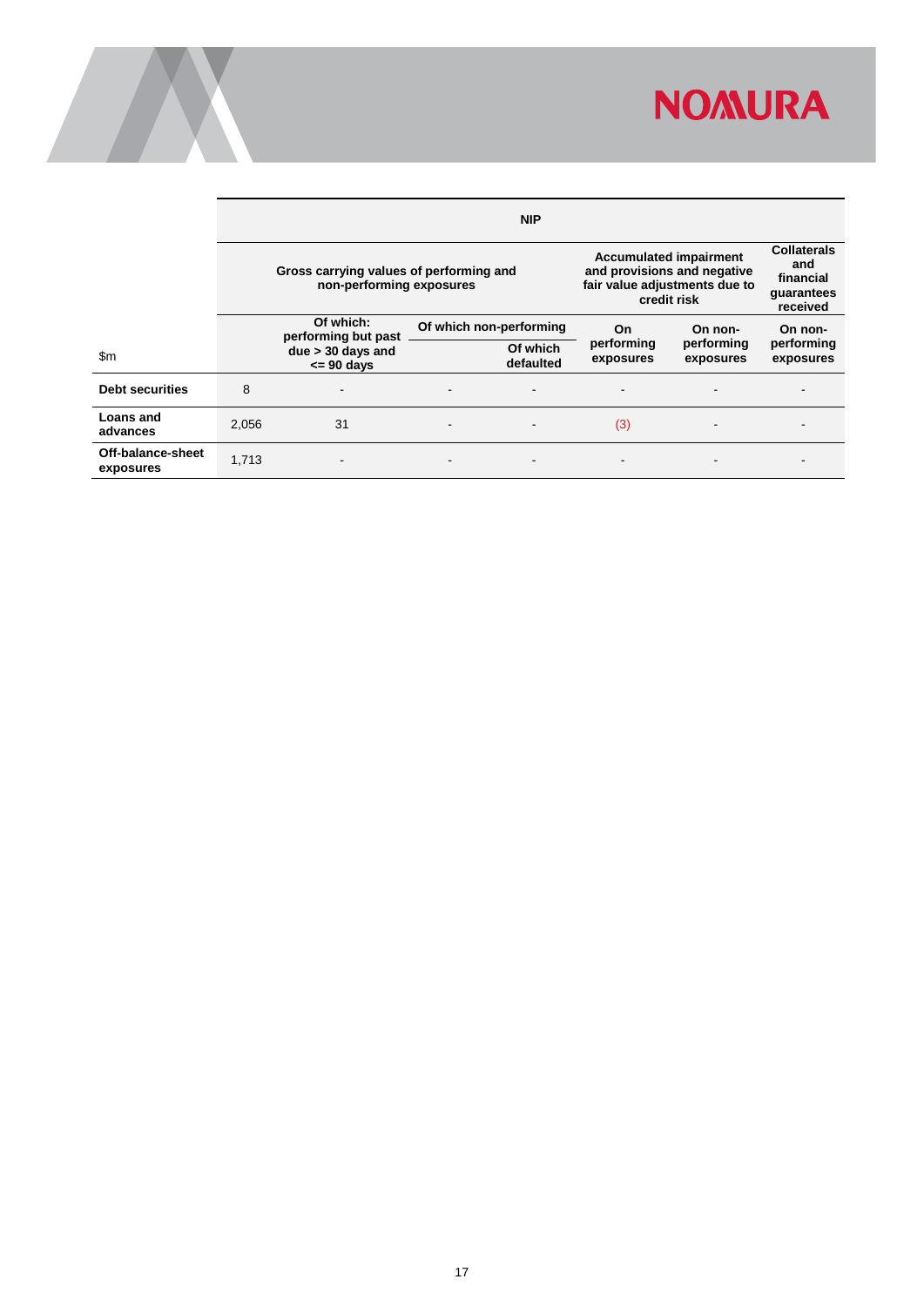| $m | NIP | | | | | | |
|---|---|---|---|---|---|---|---|
| | Gross carrying values of performing and non-performing exposures | | | | Accumulated impairment and provisions and negative fair value adjustments due to credit risk | | Collaterals and financial guarantees received |
| | | Of which: performing but past due > 30 days and <= 90 days | Of which non-performing | | On performing exposures | On non-performing exposures | On non-performing exposures |
| | | | | Of which defaulted | | | |
| **Debt securities** | 8 | - | - | - | - | - | - |
| **Loans and advances** | 2,056 | 31 | - | - | (3) | - | - |
| **Off-balance-sheet exposures** | 1,713 | - | - | - | - | - | - |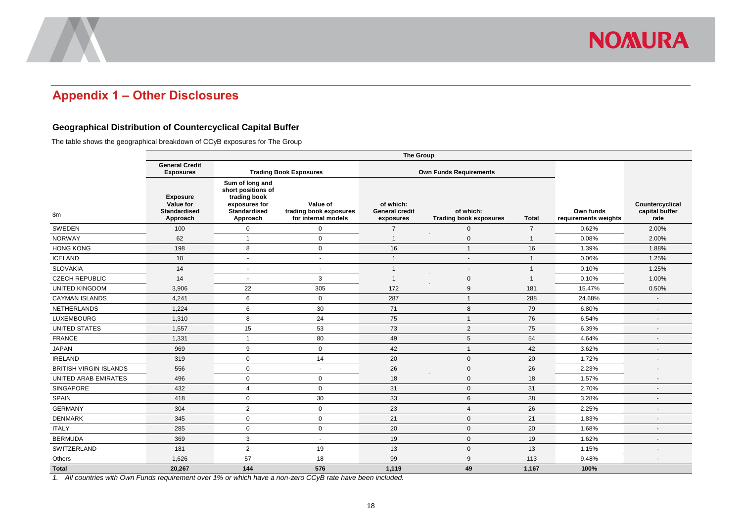## Appendix 1 – Other Disclosures

### Geographical Distribution of Countercyclical Capital Buffer

The table shows the geographical breakdown of CCyB exposures for The Group

| | The Group | | | | | | | |
|---|---|---|---|---|---|---|---|---|
| | General Credit Exposures | Trading Book Exposures | | Own Funds Requirements | | | | |
| $m | Exposure Value for Standardised Approach | Sum of long and short positions of trading book exposures for Standardised Approach | Value of trading book exposures for internal models | of which: General credit exposures | of which: Trading book exposures | Total | Own funds requirements weights | Countercyclical capital buffer rate |
| SWEDEN | 100 | 0 | 0 | 7 | 0 | 7 | 0.62% | 2.00% |
| NORWAY | 62 | 1 | 0 | 1 | 0 | 1 | 0.08% | 2.00% |
| HONG KONG | 198 | 8 | 0 | 16 | 1 | 16 | 1.39% | 1.88% |
| ICELAND | 10 | - | - | 1 | - | 1 | 0.06% | 1.25% |
| SLOVAKIA | 14 | - | - | 1 | - | 1 | 0.10% | 1.25% |
| CZECH REPUBLIC | 14 | - | 3 | 1 | 0 | 1 | 0.10% | 1.00% |
| UNITED KINGDOM | 3,906 | 22 | 305 | 172 | 9 | 181 | 15.47% | 0.50% |
| CAYMAN ISLANDS | 4,241 | 6 | 0 | 287 | 1 | 288 | 24.68% | - |
| NETHERLANDS | 1,224 | 6 | 30 | 71 | 8 | 79 | 6.80% | - |
| LUXEMBOURG | 1,310 | 8 | 24 | 75 | 1 | 76 | 6.54% | - |
| UNITED STATES | 1,557 | 15 | 53 | 73 | 2 | 75 | 6.39% | - |
| FRANCE | 1,331 | 1 | 80 | 49 | 5 | 54 | 4.64% | - |
| JAPAN | 969 | 9 | 0 | 42 | 1 | 42 | 3.62% | - |
| IRELAND | 319 | 0 | 14 | 20 | 0 | 20 | 1.72% | - |
| BRITISH VIRGIN ISLANDS | 556 | 0 | - | 26 | 0 | 26 | 2.23% | - |
| UNITED ARAB EMIRATES | 496 | 0 | 0 | 18 | 0 | 18 | 1.57% | - |
| SINGAPORE | 432 | 4 | 0 | 31 | 0 | 31 | 2.70% | - |
| SPAIN | 418 | 0 | 30 | 33 | 6 | 38 | 3.28% | - |
| GERMANY | 304 | 2 | 0 | 23 | 4 | 26 | 2.25% | - |
| DENMARK | 345 | 0 | 0 | 21 | 0 | 21 | 1.83% | - |
| ITALY | 285 | 0 | 0 | 20 | 0 | 20 | 1.68% | - |
| BERMUDA | 369 | 3 | - | 19 | 0 | 19 | 1.62% | - |
| SWITZERLAND | 181 | 2 | 19 | 13 | 0 | 13 | 1.15% | - |
| Others | 1,626 | 57 | 18 | 99 | 9 | 113 | 9.48% | - |
| **Total** | **20,267** | **144** | **576** | **1,119** | **49** | **1,167** | **100%** | |

*1. All countries with Own Funds requirement over 1% or which have a non-zero CCyB rate have been included.*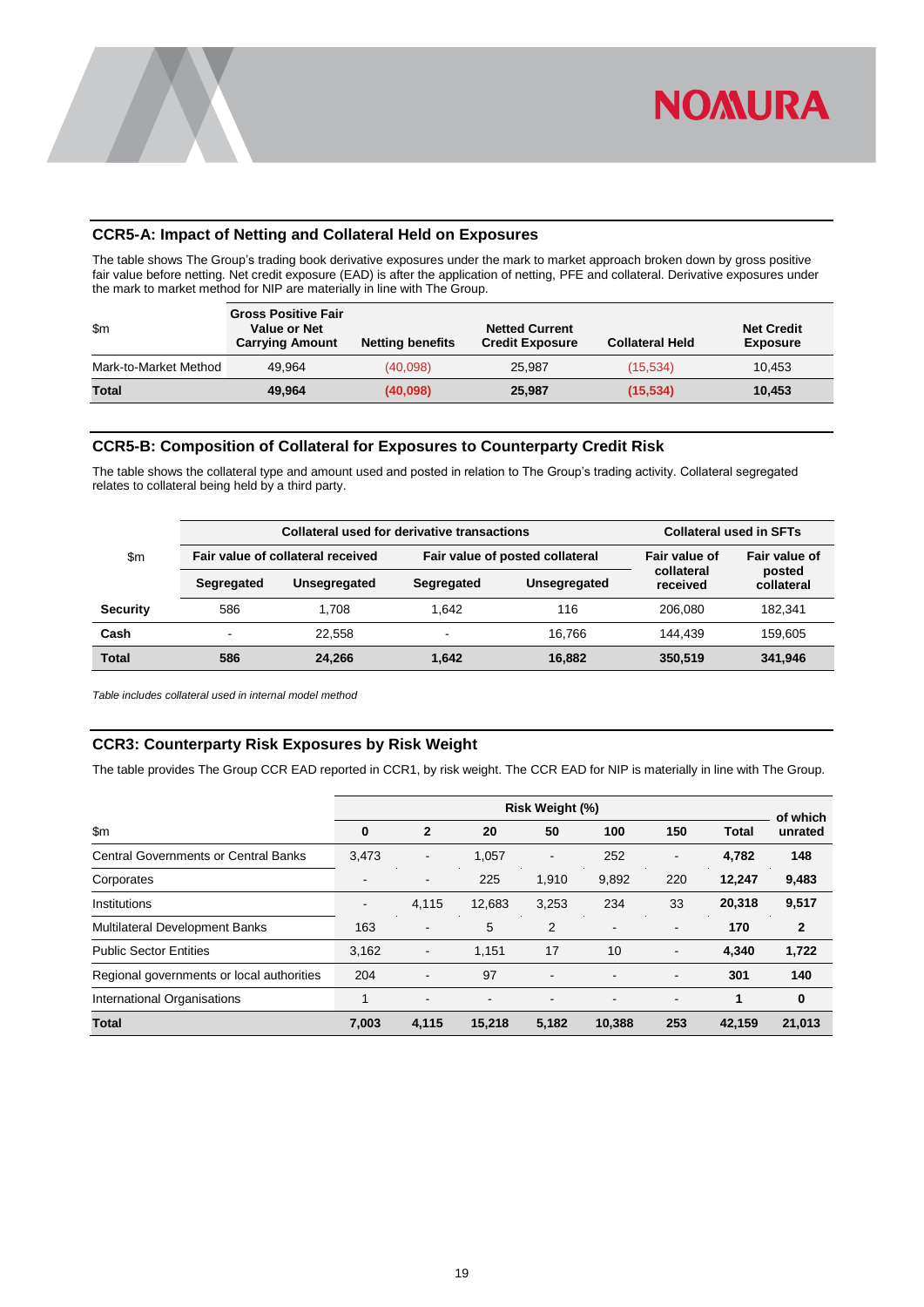## CCR5-A: Impact of Netting and Collateral Held on Exposures

The table shows The Group's trading book derivative exposures under the mark to market approach broken down by gross positive fair value before netting. Net credit exposure (EAD) is after the application of netting, PFE and collateral. Derivative exposures under the mark to market method for NIP are materially in line with The Group.

| $m | Gross Positive Fair Value or Net Carrying Amount | Netting benefits | Netted Current Credit Exposure | Collateral Held | Net Credit Exposure |
|---|---|---|---|---|---|
| Mark-to-Market Method | 49,964 | (40,098) | 25,987 | (15,534) | 10,453 |
| **Total** | **49,964** | **(40,098)** | **25,987** | **(15,534)** | **10,453** |

## CCR5-B: Composition of Collateral for Exposures to Counterparty Credit Risk

The table shows the collateral type and amount used and posted in relation to The Group's trading activity. Collateral segregated relates to collateral being held by a third party.

| $m | Collateral used for derivative transactions | | | | Collateral used in SFTs | |
|---|---|---|---|---|---|---|
| | Fair value of collateral received | | Fair value of posted collateral | | Fair value of collateral received | Fair value of posted collateral |
| | Segregated | Unsegregated | Segregated | Unsegregated | | |
| **Security** | 586 | 1,708 | 1,642 | 116 | 206,080 | 182,341 |
| **Cash** | - | 22,558 | - | 16,766 | 144,439 | 159,605 |
| **Total** | **586** | **24,266** | **1,642** | **16,882** | **350,519** | **341,946** |

*Table includes collateral used in internal model method*

## CCR3: Counterparty Risk Exposures by Risk Weight

The table provides The Group CCR EAD reported in CCR1, by risk weight. The CCR EAD for NIP is materially in line with The Group.

| $m | Risk Weight (%) | | | | | | | of which unrated |
|---|---|---|---|---|---|---|---|---|
| | 0 | 2 | 20 | 50 | 100 | 150 | Total | |
| Central Governments or Central Banks | 3,473 | - | 1,057 | - | 252 | - | **4,782** | **148** |
| Corporates | - | - | 225 | 1,910 | 9,892 | 220 | **12,247** | **9,483** |
| Institutions | - | 4,115 | 12,683 | 3,253 | 234 | 33 | **20,318** | **9,517** |
| Multilateral Development Banks | 163 | - | 5 | 2 | - | - | **170** | **2** |
| Public Sector Entities | 3,162 | - | 1,151 | 17 | 10 | - | **4,340** | **1,722** |
| Regional governments or local authorities | 204 | - | 97 | - | - | - | **301** | **140** |
| International Organisations | 1 | - | - | - | - | - | **1** | **0** |
| **Total** | **7,003** | **4,115** | **15,218** | **5,182** | **10,388** | **253** | **42,159** | **21,013** |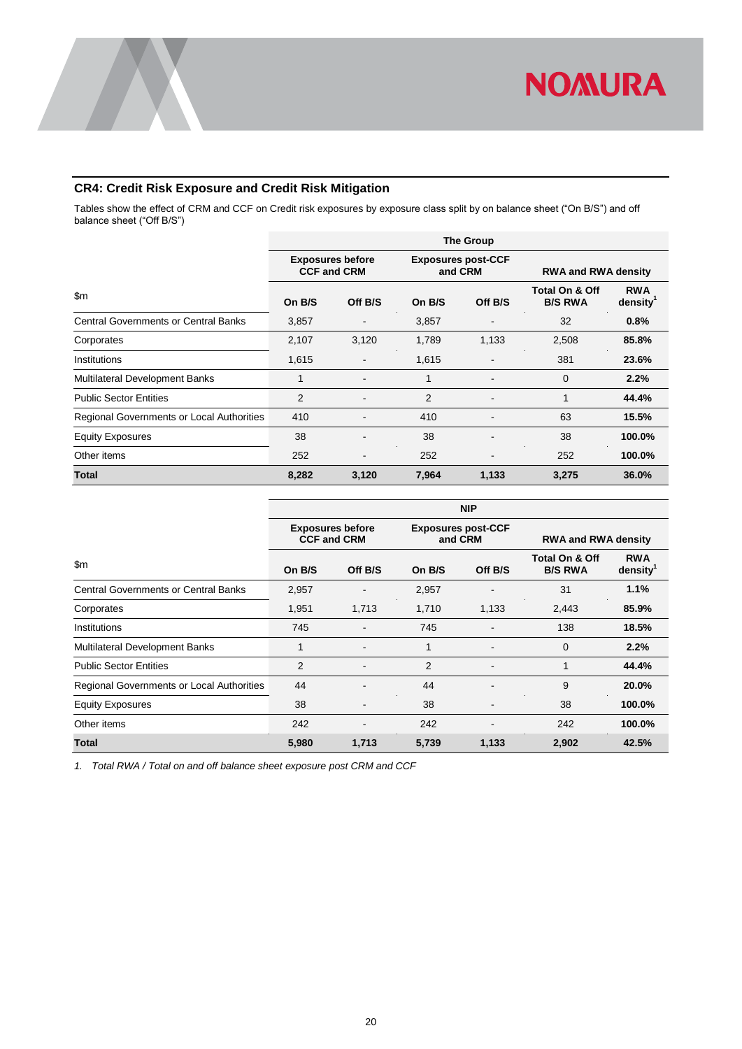## CR4: Credit Risk Exposure and Credit Risk Mitigation

Tables show the effect of CRM and CCF on Credit risk exposures by exposure class split by on balance sheet ("On B/S") and off balance sheet ("Off B/S")

| | The Group | | | | | |
|---|---|---|---|---|---|---|
| | **Exposures before CCF and CRM** | | **Exposures post-CCF and CRM** | | **RWA and RWA density** | |
| $m | **On B/S** | **Off B/S** | **On B/S** | **Off B/S** | **Total On & Off B/S RWA** | **RWA density[1]** |
| Central Governments or Central Banks | 3,857 | - | 3,857 | - | 32 | **0.8%** |
| Corporates | 2,107 | 3,120 | 1,789 | 1,133 | 2,508 | **85.8%** |
| Institutions | 1,615 | - | 1,615 | - | 381 | **23.6%** |
| Multilateral Development Banks | 1 | - | 1 | - | 0 | **2.2%** |
| Public Sector Entities | 2 | - | 2 | - | 1 | **44.4%** |
| Regional Governments or Local Authorities | 410 | - | 410 | - | 63 | **15.5%** |
| Equity Exposures | 38 | - | 38 | - | 38 | **100.0%** |
| Other items | 252 | - | 252 | - | 252 | **100.0%** |
| **Total** | **8,282** | **3,120** | **7,964** | **1,133** | **3,275** | **36.0%** |

| | NIP | | | | | |
|---|---|---|---|---|---|---|
| | **Exposures before CCF and CRM** | | **Exposures post-CCF and CRM** | | **RWA and RWA density** | |
| $m | **On B/S** | **Off B/S** | **On B/S** | **Off B/S** | **Total On & Off B/S RWA** | **RWA density[1]** |
| Central Governments or Central Banks | 2,957 | - | 2,957 | - | 31 | **1.1%** |
| Corporates | 1,951 | 1,713 | 1,710 | 1,133 | 2,443 | **85.9%** |
| Institutions | 745 | - | 745 | - | 138 | **18.5%** |
| Multilateral Development Banks | 1 | - | 1 | - | 0 | **2.2%** |
| Public Sector Entities | 2 | - | 2 | - | 1 | **44.4%** |
| Regional Governments or Local Authorities | 44 | - | 44 | - | 9 | **20.0%** |
| Equity Exposures | 38 | - | 38 | - | 38 | **100.0%** |
| Other items | 242 | - | 242 | - | 242 | **100.0%** |
| **Total** | **5,980** | **1,713** | **5,739** | **1,133** | **2,902** | **42.5%** |

*1. Total RWA / Total on and off balance sheet exposure post CRM and CCF*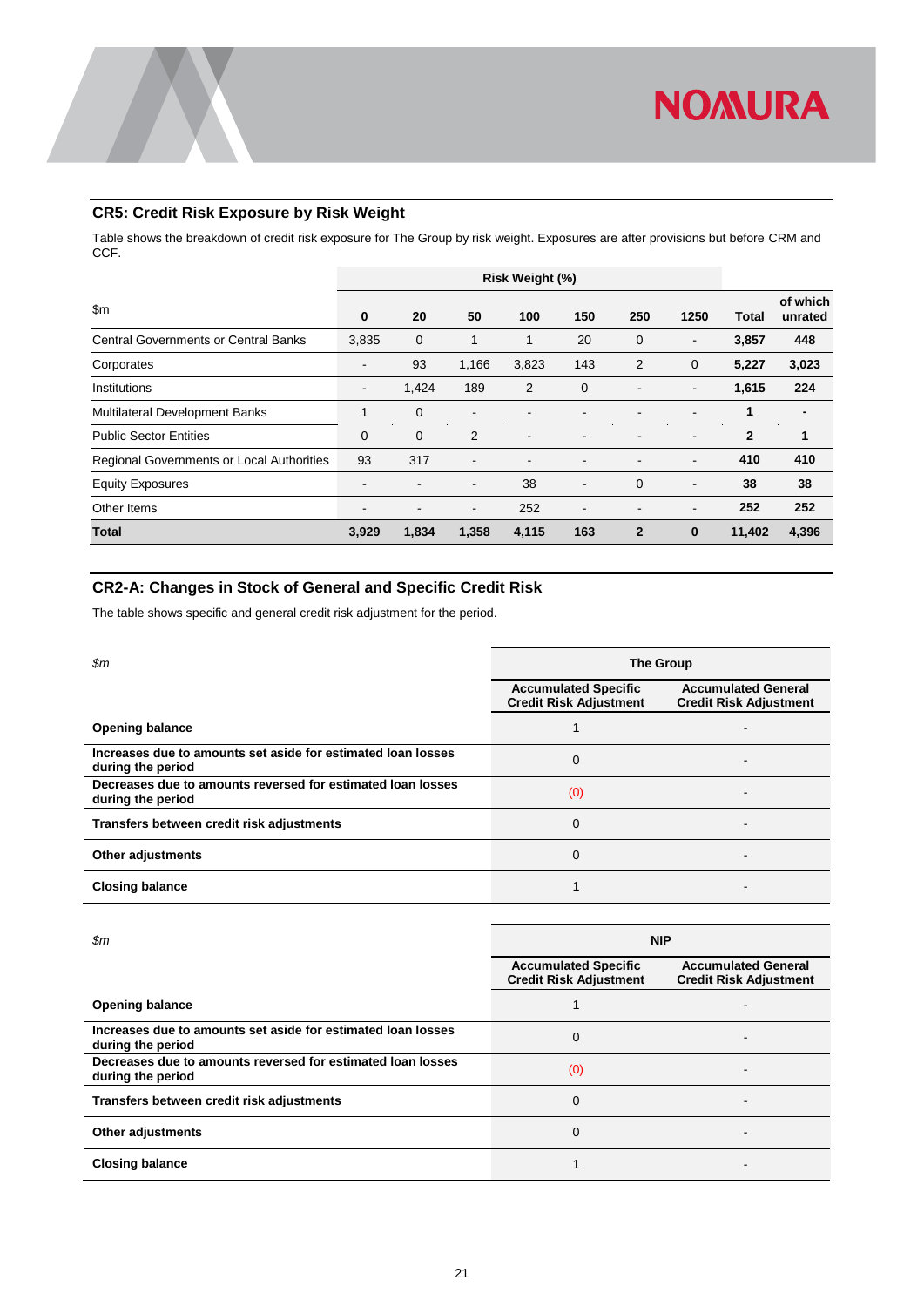## CR5: Credit Risk Exposure by Risk Weight

Table shows the breakdown of credit risk exposure for The Group by risk weight. Exposures are after provisions but before CRM and CCF.

| $m | Risk Weight (%) | | | | | | | | |
|---|---|---|---|---|---|---|---|---|---|
| | **0** | **20** | **50** | **100** | **150** | **250** | **1250** | **Total** | **of which unrated** |
| Central Governments or Central Banks | 3,835 | 0 | 1 | 1 | 20 | 0 | - | **3,857** | **448** |
| Corporates | - | 93 | 1,166 | 3,823 | 143 | 2 | 0 | **5,227** | **3,023** |
| Institutions | - | 1,424 | 189 | 2 | 0 | - | - | **1,615** | **224** |
| Multilateral Development Banks | 1 | 0 | - | - | - | - | - | **1** | **-** |
| Public Sector Entities | 0 | 0 | 2 | - | - | - | - | **2** | **1** |
| Regional Governments or Local Authorities | 93 | 317 | - | - | - | - | - | **410** | **410** |
| Equity Exposures | - | - | - | 38 | - | 0 | - | **38** | **38** |
| Other Items | - | - | - | 252 | - | - | - | **252** | **252** |
| **Total** | **3,929** | **1,834** | **1,358** | **4,115** | **163** | **2** | **0** | **11,402** | **4,396** |

## CR2-A: Changes in Stock of General and Specific Credit Risk

The table shows specific and general credit risk adjustment for the period.

| *$m* | The Group | |
|---|---|---|
| | **Accumulated Specific Credit Risk Adjustment** | **Accumulated General Credit Risk Adjustment** |
| **Opening balance** | 1 | - |
| **Increases due to amounts set aside for estimated loan losses during the period** | 0 | - |
| **Decreases due to amounts reversed for estimated loan losses during the period** | (0) | - |
| **Transfers between credit risk adjustments** | 0 | - |
| **Other adjustments** | 0 | - |
| **Closing balance** | 1 | - |

| *$m* | NIP | |
|---|---|---|
| | **Accumulated Specific Credit Risk Adjustment** | **Accumulated General Credit Risk Adjustment** |
| **Opening balance** | 1 | - |
| **Increases due to amounts set aside for estimated loan losses during the period** | 0 | - |
| **Decreases due to amounts reversed for estimated loan losses during the period** | (0) | - |
| **Transfers between credit risk adjustments** | 0 | - |
| **Other adjustments** | 0 | - |
| **Closing balance** | 1 | - |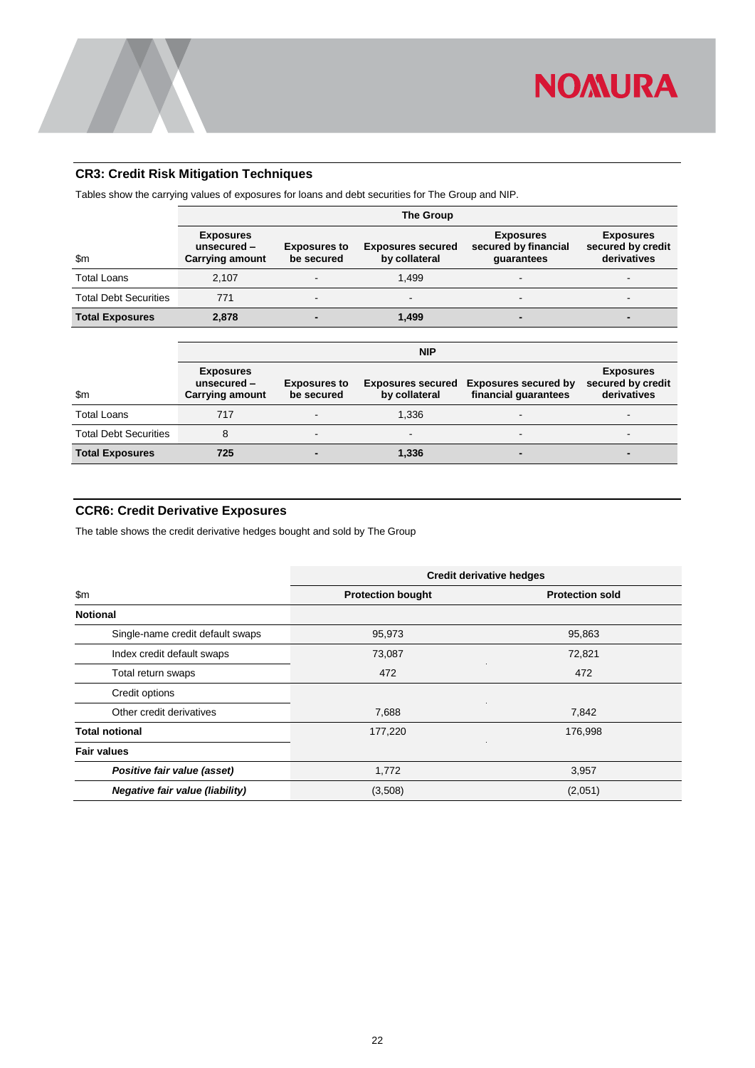## CR3: Credit Risk Mitigation Techniques

Tables show the carrying values of exposures for loans and debt securities for The Group and NIP.

| | The Group | | | | |
|---|---|---|---|---|---|
| $m | Exposures unsecured – Carrying amount | Exposures to be secured | Exposures secured by collateral | Exposures secured by financial guarantees | Exposures secured by credit derivatives |
| Total Loans | 2,107 | - | 1,499 | - | - |
| Total Debt Securities | 771 | - | - | - | - |
| **Total Exposures** | **2,878** | **-** | **1,499** | **-** | **-** |

| | NIP | | | | |
|---|---|---|---|---|---|
| $m | Exposures unsecured – Carrying amount | Exposures to be secured | Exposures secured by collateral | Exposures secured by financial guarantees | Exposures secured by credit derivatives |
| Total Loans | 717 | - | 1,336 | - | - |
| Total Debt Securities | 8 | - | - | - | - |
| **Total Exposures** | **725** | **-** | **1,336** | **-** | **-** |

## CCR6: Credit Derivative Exposures

The table shows the credit derivative hedges bought and sold by The Group

| | Credit derivative hedges | |
|---|---|---|
| $m | Protection bought | Protection sold |
| **Notional** | | |
| Single-name credit default swaps | 95,973 | 95,863 |
| Index credit default swaps | 73,087 | 72,821 |
| Total return swaps | 472 | 472 |
| Credit options | | |
| Other credit derivatives | 7,688 | 7,842 |
| **Total notional** | 177,220 | 176,998 |
| **Fair values** | | |
| ***Positive fair value (asset)*** | 1,772 | 3,957 |
| ***Negative fair value (liability)*** | (3,508) | (2,051) |